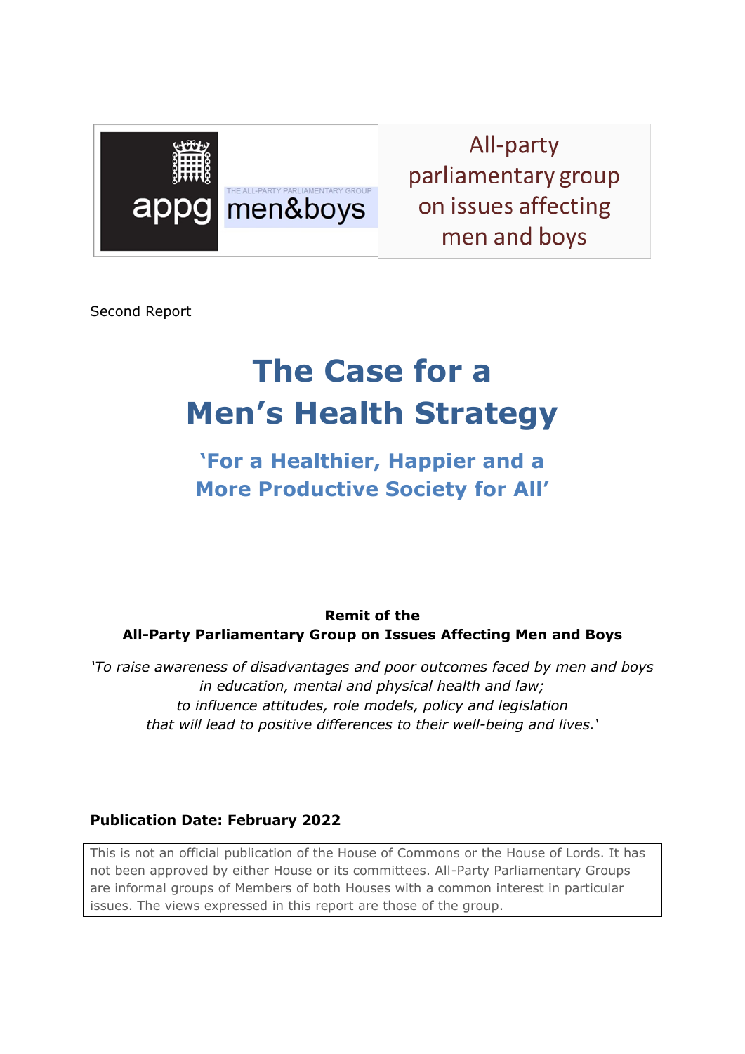appg | THE ALL-PARTY PARLIAMENTARY GROUP men&boys

All-party parliamentary group on issues affecting men and boys

Second Report

# The Case for a Men's Health Strategy

## 'For a Healthier, Happier and a More Productive Society for All'

**Remit of the**
**All-Party Parliamentary Group on Issues Affecting Men and Boys**

*'To raise awareness of disadvantages and poor outcomes faced by men and boys in education, mental and physical health and law; to influence attitudes, role models, policy and legislation that will lead to positive differences to their well-being and lives.'*

**Publication Date: February 2022**

This is not an official publication of the House of Commons or the House of Lords. It has not been approved by either House or its committees. All-Party Parliamentary Groups are informal groups of Members of both Houses with a common interest in particular issues. The views expressed in this report are those of the group.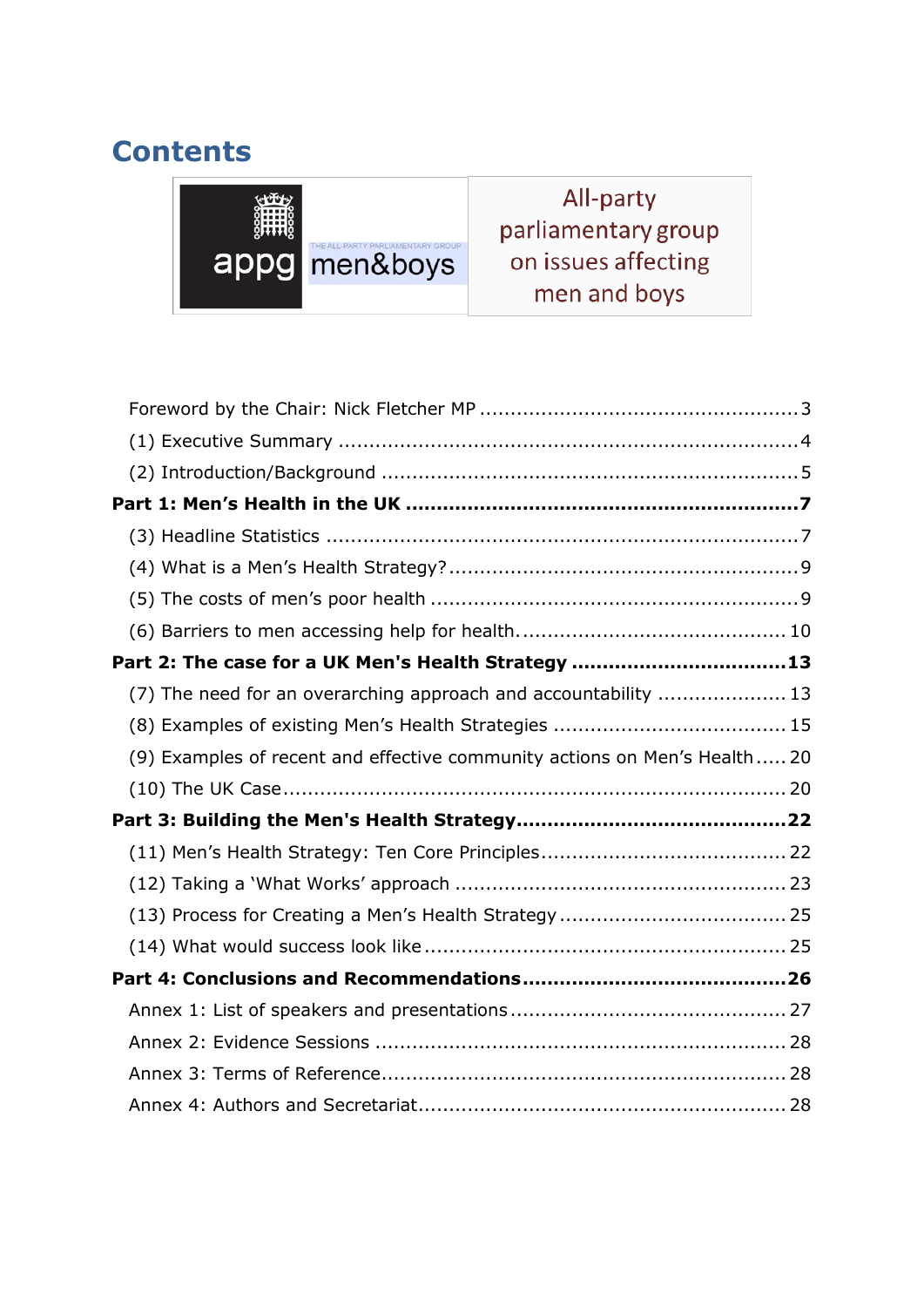# Contents

appg men&boys — THE ALL-PARTY PARLIAMENTARY GROUP

All-party parliamentary group on issues affecting men and boys

Foreword by the Chair: Nick Fletcher MP ........ 3

(1) Executive Summary ........ 4

(2) Introduction/Background ........ 5

**Part 1: Men's Health in the UK ........ 7**

(3) Headline Statistics ........ 7

(4) What is a Men's Health Strategy? ........ 9

(5) The costs of men's poor health ........ 9

(6) Barriers to men accessing help for health. ........ 10

**Part 2: The case for a UK Men's Health Strategy ........ 13**

(7) The need for an overarching approach and accountability ........ 13

(8) Examples of existing Men's Health Strategies ........ 15

(9) Examples of recent and effective community actions on Men's Health ..... 20

(10) The UK Case ........ 20

**Part 3: Building the Men's Health Strategy ........ 22**

(11) Men's Health Strategy: Ten Core Principles ........ 22

(12) Taking a 'What Works' approach ........ 23

(13) Process for Creating a Men's Health Strategy ........ 25

(14) What would success look like ........ 25

**Part 4: Conclusions and Recommendations ........ 26**

Annex 1: List of speakers and presentations ........ 27

Annex 2: Evidence Sessions ........ 28

Annex 3: Terms of Reference ........ 28

Annex 4: Authors and Secretariat ........ 28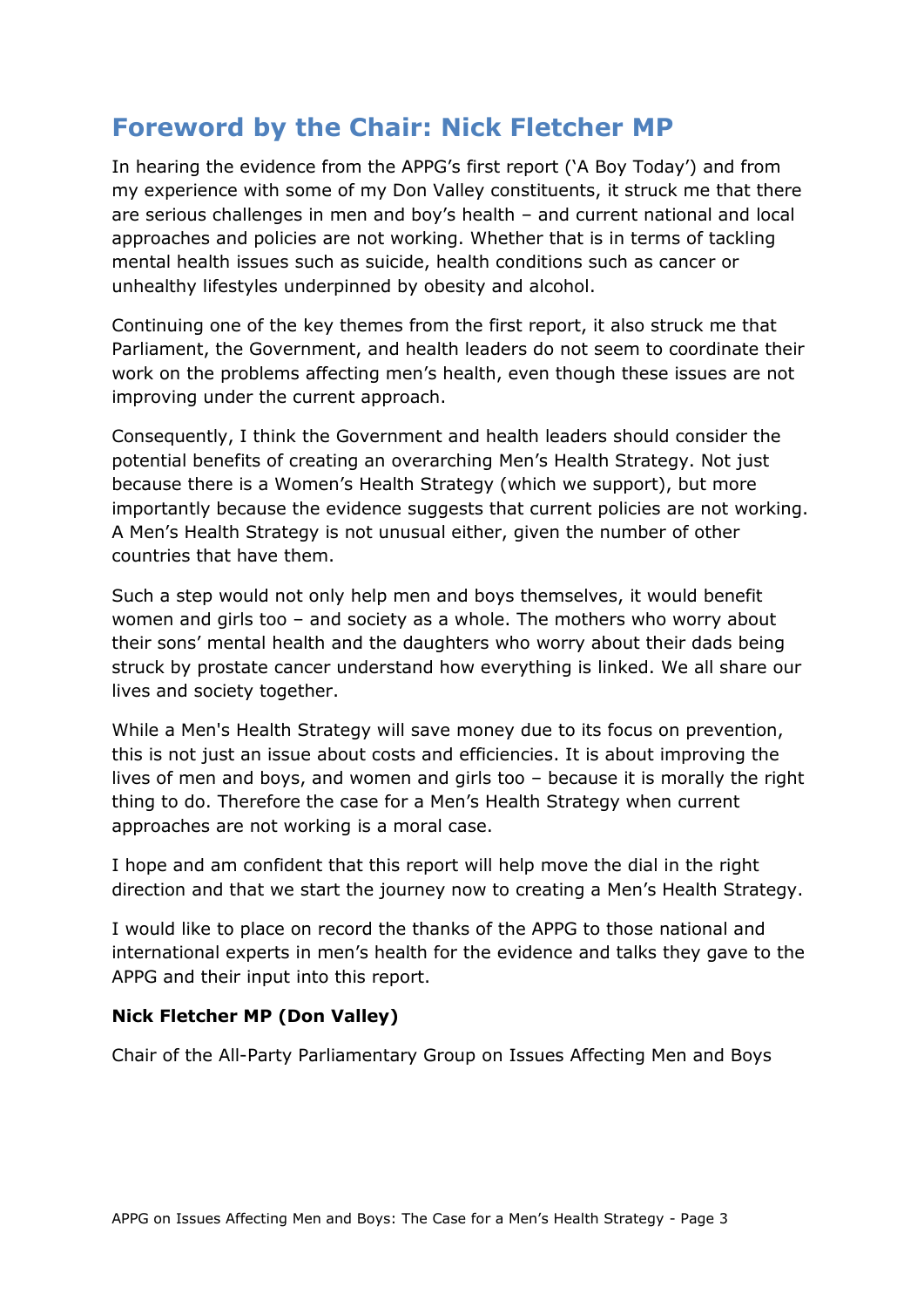## Foreword by the Chair: Nick Fletcher MP

In hearing the evidence from the APPG's first report ('A Boy Today') and from my experience with some of my Don Valley constituents, it struck me that there are serious challenges in men and boy's health – and current national and local approaches and policies are not working. Whether that is in terms of tackling mental health issues such as suicide, health conditions such as cancer or unhealthy lifestyles underpinned by obesity and alcohol.

Continuing one of the key themes from the first report, it also struck me that Parliament, the Government, and health leaders do not seem to coordinate their work on the problems affecting men's health, even though these issues are not improving under the current approach.

Consequently, I think the Government and health leaders should consider the potential benefits of creating an overarching Men's Health Strategy. Not just because there is a Women's Health Strategy (which we support), but more importantly because the evidence suggests that current policies are not working. A Men's Health Strategy is not unusual either, given the number of other countries that have them.

Such a step would not only help men and boys themselves, it would benefit women and girls too – and society as a whole. The mothers who worry about their sons' mental health and the daughters who worry about their dads being struck by prostate cancer understand how everything is linked. We all share our lives and society together.

While a Men's Health Strategy will save money due to its focus on prevention, this is not just an issue about costs and efficiencies. It is about improving the lives of men and boys, and women and girls too – because it is morally the right thing to do. Therefore the case for a Men's Health Strategy when current approaches are not working is a moral case.

I hope and am confident that this report will help move the dial in the right direction and that we start the journey now to creating a Men's Health Strategy.

I would like to place on record the thanks of the APPG to those national and international experts in men's health for the evidence and talks they gave to the APPG and their input into this report.

**Nick Fletcher MP (Don Valley)**

Chair of the All-Party Parliamentary Group on Issues Affecting Men and Boys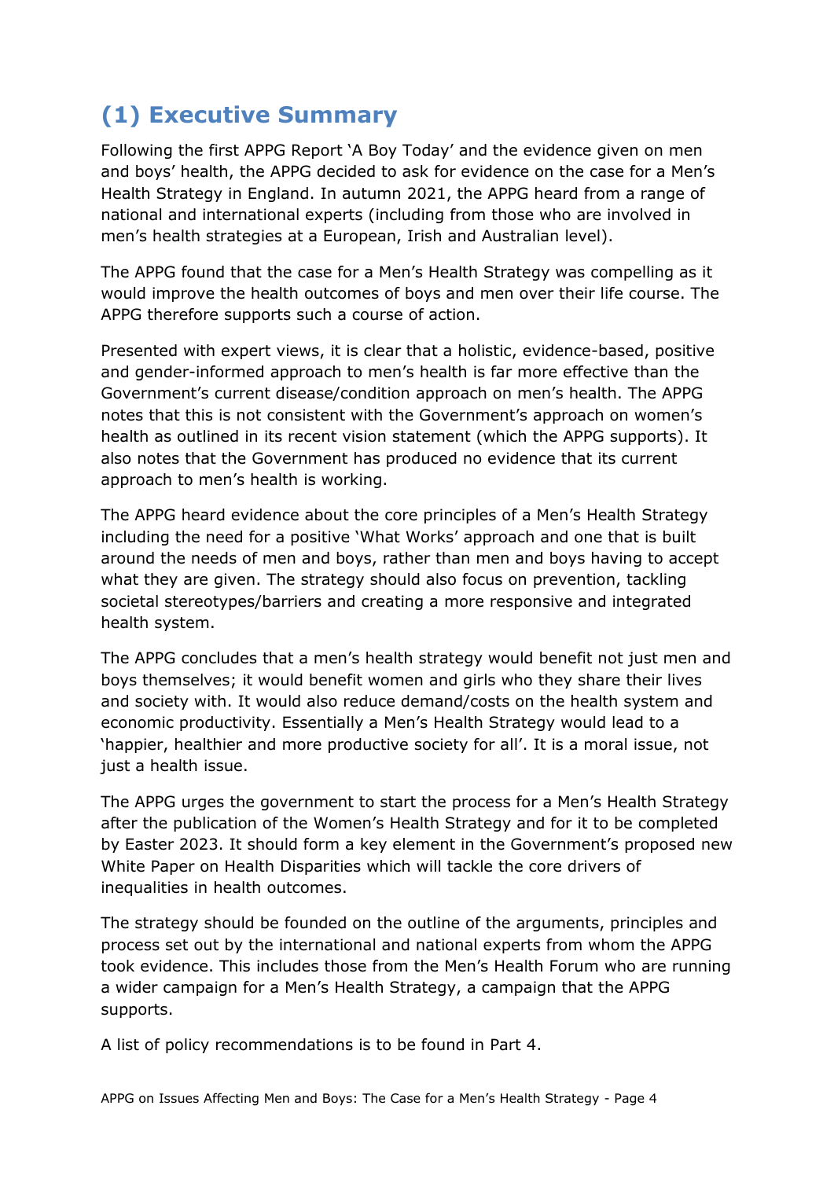# (1) Executive Summary

Following the first APPG Report 'A Boy Today' and the evidence given on men and boys' health, the APPG decided to ask for evidence on the case for a Men's Health Strategy in England. In autumn 2021, the APPG heard from a range of national and international experts (including from those who are involved in men's health strategies at a European, Irish and Australian level).

The APPG found that the case for a Men's Health Strategy was compelling as it would improve the health outcomes of boys and men over their life course. The APPG therefore supports such a course of action.

Presented with expert views, it is clear that a holistic, evidence-based, positive and gender-informed approach to men's health is far more effective than the Government's current disease/condition approach on men's health. The APPG notes that this is not consistent with the Government's approach on women's health as outlined in its recent vision statement (which the APPG supports). It also notes that the Government has produced no evidence that its current approach to men's health is working.

The APPG heard evidence about the core principles of a Men's Health Strategy including the need for a positive 'What Works' approach and one that is built around the needs of men and boys, rather than men and boys having to accept what they are given. The strategy should also focus on prevention, tackling societal stereotypes/barriers and creating a more responsive and integrated health system.

The APPG concludes that a men's health strategy would benefit not just men and boys themselves; it would benefit women and girls who they share their lives and society with. It would also reduce demand/costs on the health system and economic productivity. Essentially a Men's Health Strategy would lead to a 'happier, healthier and more productive society for all'. It is a moral issue, not just a health issue.

The APPG urges the government to start the process for a Men's Health Strategy after the publication of the Women's Health Strategy and for it to be completed by Easter 2023. It should form a key element in the Government's proposed new White Paper on Health Disparities which will tackle the core drivers of inequalities in health outcomes.

The strategy should be founded on the outline of the arguments, principles and process set out by the international and national experts from whom the APPG took evidence. This includes those from the Men's Health Forum who are running a wider campaign for a Men's Health Strategy, a campaign that the APPG supports.

A list of policy recommendations is to be found in Part 4.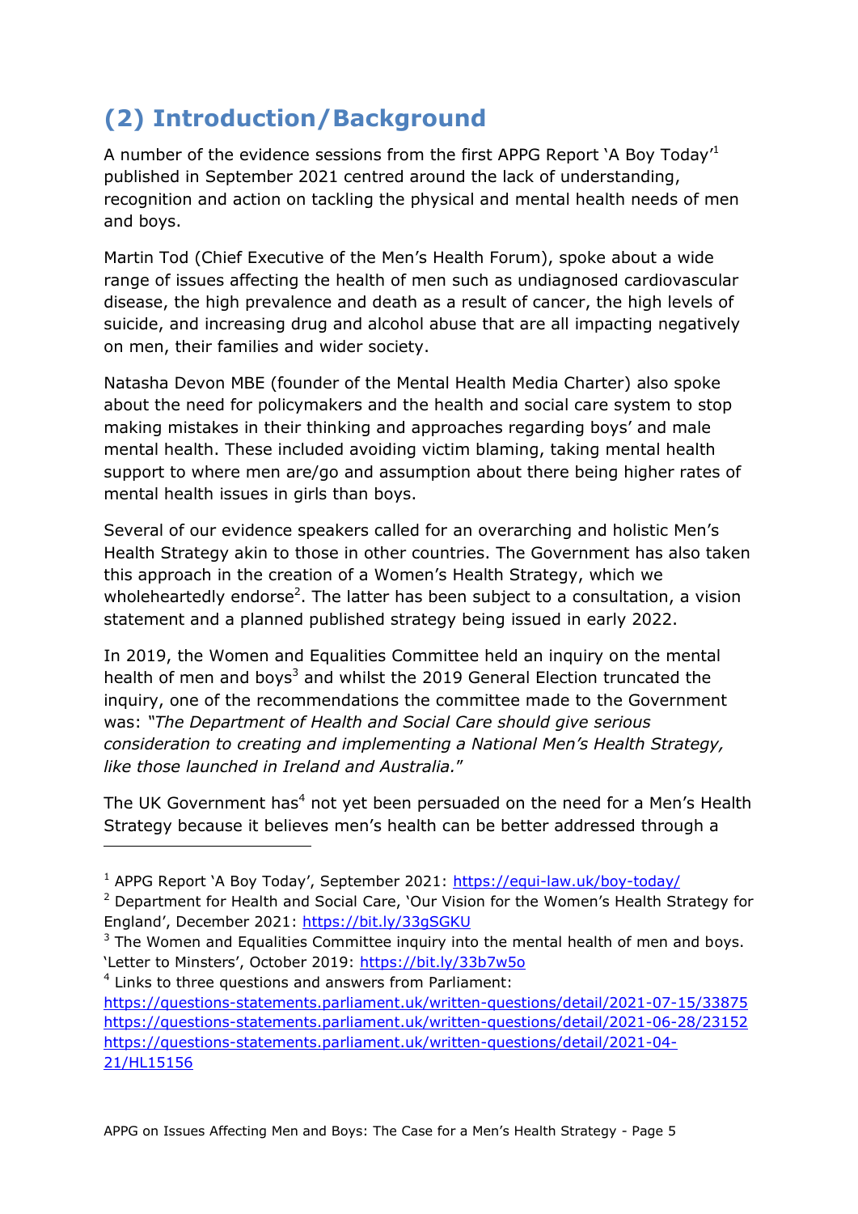## (2) Introduction/Background

A number of the evidence sessions from the first APPG Report 'A Boy Today'[1] published in September 2021 centred around the lack of understanding, recognition and action on tackling the physical and mental health needs of men and boys.

Martin Tod (Chief Executive of the Men's Health Forum), spoke about a wide range of issues affecting the health of men such as undiagnosed cardiovascular disease, the high prevalence and death as a result of cancer, the high levels of suicide, and increasing drug and alcohol abuse that are all impacting negatively on men, their families and wider society.

Natasha Devon MBE (founder of the Mental Health Media Charter) also spoke about the need for policymakers and the health and social care system to stop making mistakes in their thinking and approaches regarding boys' and male mental health. These included avoiding victim blaming, taking mental health support to where men are/go and assumption about there being higher rates of mental health issues in girls than boys.

Several of our evidence speakers called for an overarching and holistic Men's Health Strategy akin to those in other countries. The Government has also taken this approach in the creation of a Women's Health Strategy, which we wholeheartedly endorse[2]. The latter has been subject to a consultation, a vision statement and a planned published strategy being issued in early 2022.

In 2019, the Women and Equalities Committee held an inquiry on the mental health of men and boys[3] and whilst the 2019 General Election truncated the inquiry, one of the recommendations the committee made to the Government was: *"The Department of Health and Social Care should give serious consideration to creating and implementing a National Men's Health Strategy, like those launched in Ireland and Australia."*

The UK Government has[4] not yet been persuaded on the need for a Men's Health Strategy because it believes men's health can be better addressed through a

---

[1] APPG Report 'A Boy Today', September 2021: https://equi-law.uk/boy-today/

[2] Department for Health and Social Care, 'Our Vision for the Women's Health Strategy for England', December 2021: https://bit.ly/33gSGKU

[3] The Women and Equalities Committee inquiry into the mental health of men and boys. 'Letter to Minsters', October 2019: https://bit.ly/33b7w5o

[4] Links to three questions and answers from Parliament:
https://questions-statements.parliament.uk/written-questions/detail/2021-07-15/33875
https://questions-statements.parliament.uk/written-questions/detail/2021-06-28/23152
https://questions-statements.parliament.uk/written-questions/detail/2021-04-21/HL15156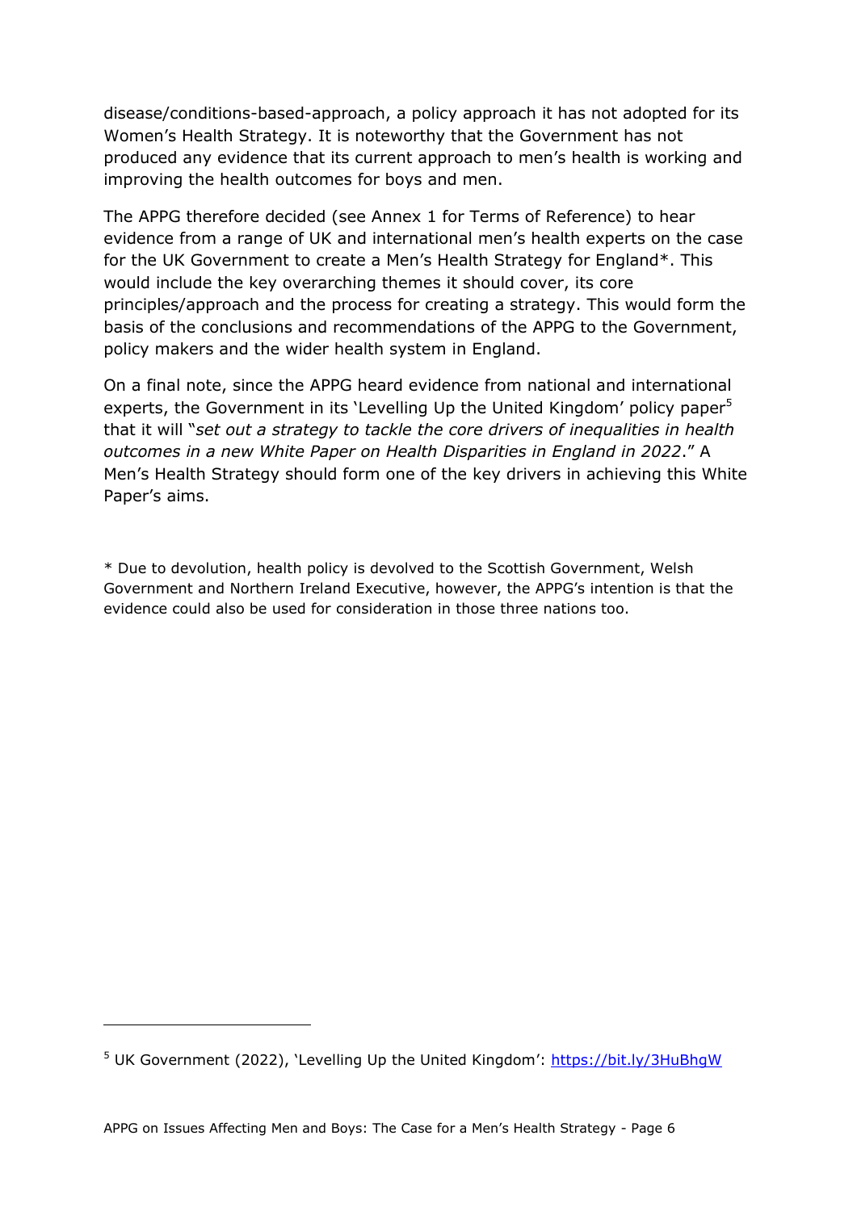disease/conditions-based-approach, a policy approach it has not adopted for its Women's Health Strategy. It is noteworthy that the Government has not produced any evidence that its current approach to men's health is working and improving the health outcomes for boys and men.

The APPG therefore decided (see Annex 1 for Terms of Reference) to hear evidence from a range of UK and international men's health experts on the case for the UK Government to create a Men's Health Strategy for England*. This would include the key overarching themes it should cover, its core principles/approach and the process for creating a strategy. This would form the basis of the conclusions and recommendations of the APPG to the Government, policy makers and the wider health system in England.

On a final note, since the APPG heard evidence from national and international experts, the Government in its 'Levelling Up the United Kingdom' policy paper[5] that it will "*set out a strategy to tackle the core drivers of inequalities in health outcomes in a new White Paper on Health Disparities in England in 2022*." A Men's Health Strategy should form one of the key drivers in achieving this White Paper's aims.

\* Due to devolution, health policy is devolved to the Scottish Government, Welsh Government and Northern Ireland Executive, however, the APPG's intention is that the evidence could also be used for consideration in those three nations too.

---

[5] UK Government (2022), 'Levelling Up the United Kingdom': https://bit.ly/3HuBhgW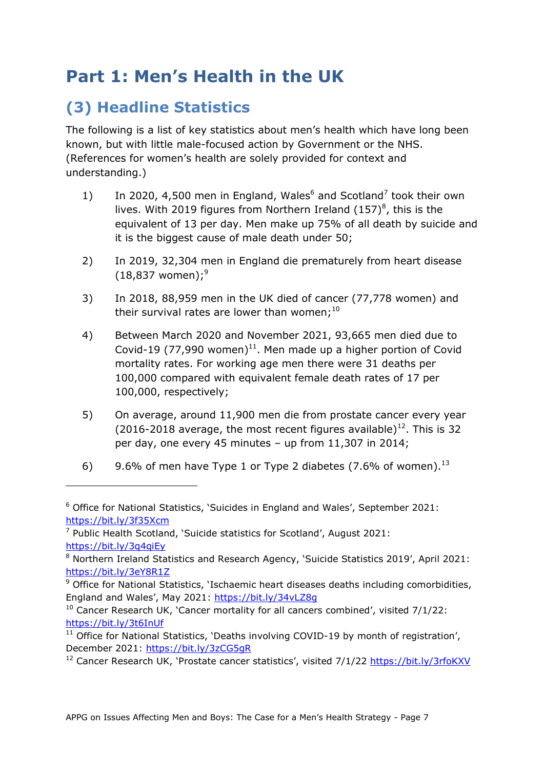# Part 1: Men's Health in the UK

## (3) Headline Statistics

The following is a list of key statistics about men's health which have long been known, but with little male-focused action by Government or the NHS. (References for women's health are solely provided for context and understanding.)

1) In 2020, 4,500 men in England, Wales[6] and Scotland[7] took their own lives. With 2019 figures from Northern Ireland (157)[8], this is the equivalent of 13 per day. Men make up 75% of all death by suicide and it is the biggest cause of male death under 50;

2) In 2019, 32,304 men in England die prematurely from heart disease (18,837 women);[9]

3) In 2018, 88,959 men in the UK died of cancer (77,778 women) and their survival rates are lower than women;[10]

4) Between March 2020 and November 2021, 93,665 men died due to Covid-19 (77,990 women)[11]. Men made up a higher portion of Covid mortality rates. For working age men there were 31 deaths per 100,000 compared with equivalent female death rates of 17 per 100,000, respectively;

5) On average, around 11,900 men die from prostate cancer every year (2016-2018 average, the most recent figures available)[12]. This is 32 per day, one every 45 minutes – up from 11,307 in 2014;

6) 9.6% of men have Type 1 or Type 2 diabetes (7.6% of women).[13]

---

[6] Office for National Statistics, 'Suicides in England and Wales', September 2021: https://bit.ly/3f35Xcm

[7] Public Health Scotland, 'Suicide statistics for Scotland', August 2021: https://bit.ly/3q4qiEy

[8] Northern Ireland Statistics and Research Agency, 'Suicide Statistics 2019', April 2021: https://bit.ly/3eY8R1Z

[9] Office for National Statistics, 'Ischaemic heart diseases deaths including comorbidities, England and Wales', May 2021: https://bit.ly/34vLZ8g

[10] Cancer Research UK, 'Cancer mortality for all cancers combined', visited 7/1/22: https://bit.ly/3t6InUf

[11] Office for National Statistics, 'Deaths involving COVID-19 by month of registration', December 2021: https://bit.ly/3zCG5gR

[12] Cancer Research UK, 'Prostate cancer statistics', visited 7/1/22 https://bit.ly/3rfoKXV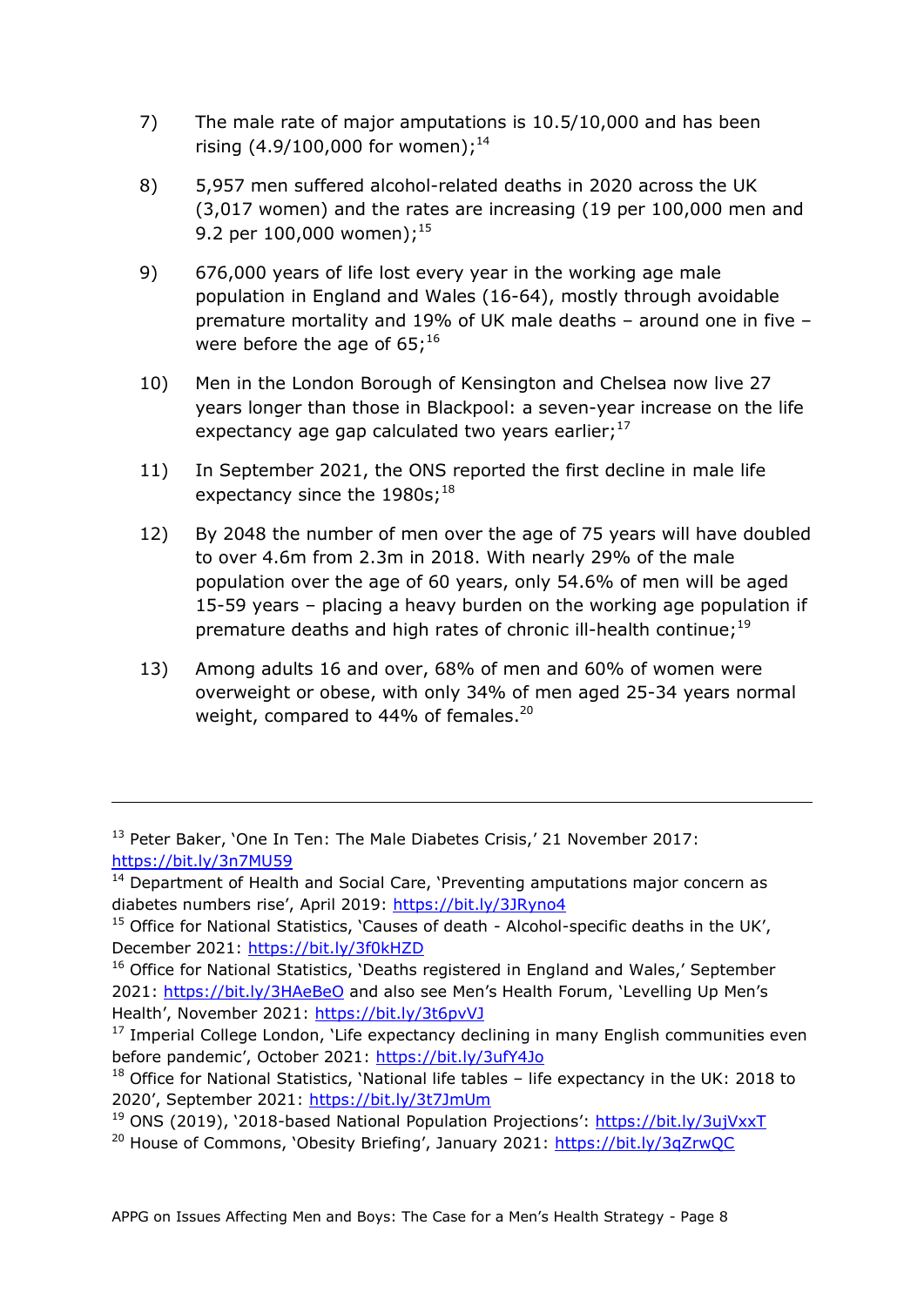7) The male rate of major amputations is 10.5/10,000 and has been rising (4.9/100,000 for women);[14]

8) 5,957 men suffered alcohol-related deaths in 2020 across the UK (3,017 women) and the rates are increasing (19 per 100,000 men and 9.2 per 100,000 women);[15]

9) 676,000 years of life lost every year in the working age male population in England and Wales (16-64), mostly through avoidable premature mortality and 19% of UK male deaths – around one in five – were before the age of 65;[16]

10) Men in the London Borough of Kensington and Chelsea now live 27 years longer than those in Blackpool: a seven-year increase on the life expectancy age gap calculated two years earlier;[17]

11) In September 2021, the ONS reported the first decline in male life expectancy since the 1980s;[18]

12) By 2048 the number of men over the age of 75 years will have doubled to over 4.6m from 2.3m in 2018. With nearly 29% of the male population over the age of 60 years, only 54.6% of men will be aged 15-59 years – placing a heavy burden on the working age population if premature deaths and high rates of chronic ill-health continue;[19]

13) Among adults 16 and over, 68% of men and 60% of women were overweight or obese, with only 34% of men aged 25-34 years normal weight, compared to 44% of females.[20]

---

[13] Peter Baker, 'One In Ten: The Male Diabetes Crisis,' 21 November 2017: https://bit.ly/3n7MU59

[14] Department of Health and Social Care, 'Preventing amputations major concern as diabetes numbers rise', April 2019: https://bit.ly/3JRyno4

[15] Office for National Statistics, 'Causes of death - Alcohol-specific deaths in the UK', December 2021: https://bit.ly/3f0kHZD

[16] Office for National Statistics, 'Deaths registered in England and Wales,' September 2021: https://bit.ly/3HAeBeO and also see Men's Health Forum, 'Levelling Up Men's Health', November 2021: https://bit.ly/3t6pvVJ

[17] Imperial College London, 'Life expectancy declining in many English communities even before pandemic', October 2021: https://bit.ly/3ufY4Jo

[18] Office for National Statistics, 'National life tables – life expectancy in the UK: 2018 to 2020', September 2021: https://bit.ly/3t7JmUm

[19] ONS (2019), '2018-based National Population Projections': https://bit.ly/3ujVxxT

[20] House of Commons, 'Obesity Briefing', January 2021: https://bit.ly/3qZrwQC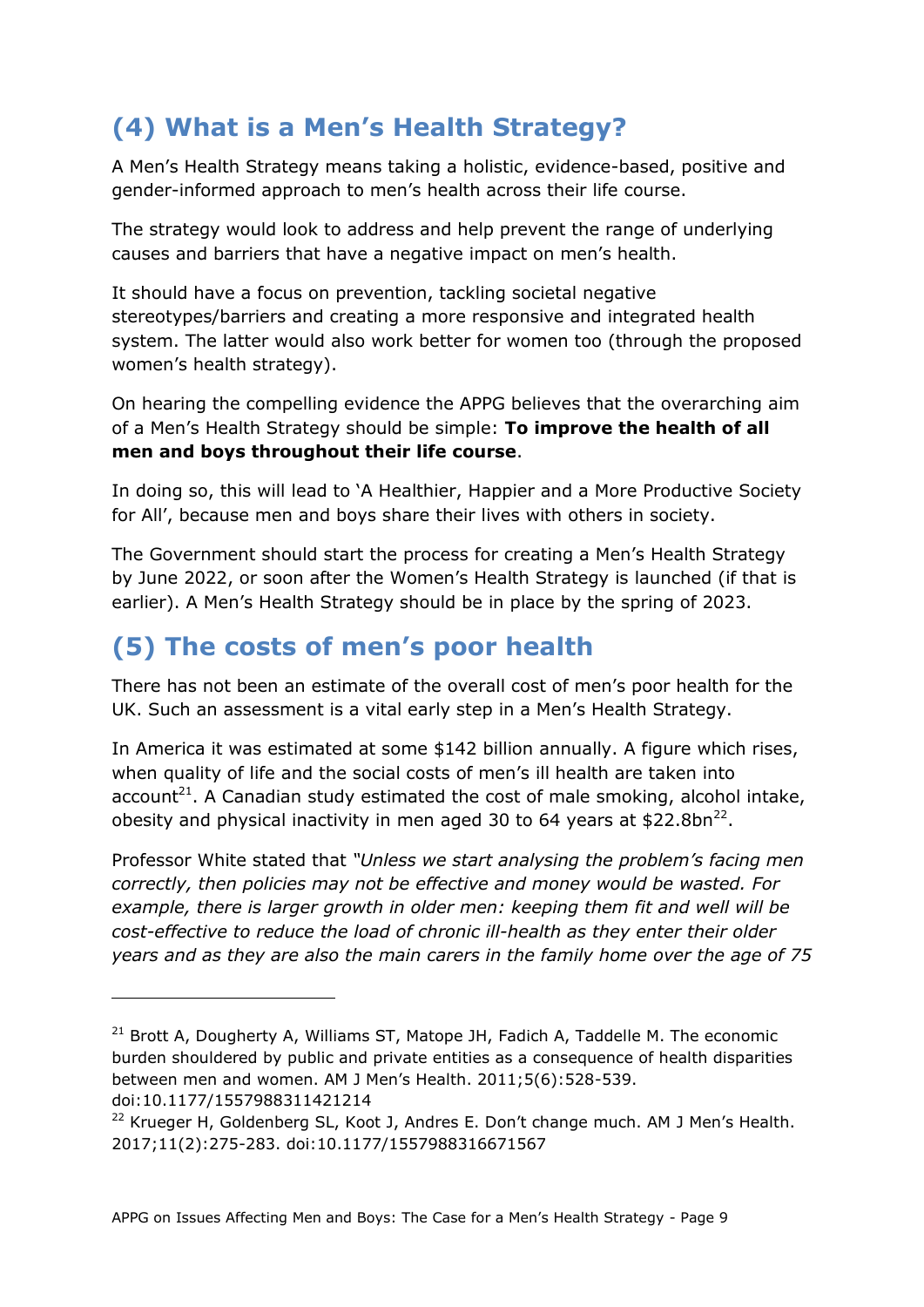## (4) What is a Men's Health Strategy?

A Men's Health Strategy means taking a holistic, evidence-based, positive and gender-informed approach to men's health across their life course.

The strategy would look to address and help prevent the range of underlying causes and barriers that have a negative impact on men's health.

It should have a focus on prevention, tackling societal negative stereotypes/barriers and creating a more responsive and integrated health system. The latter would also work better for women too (through the proposed women's health strategy).

On hearing the compelling evidence the APPG believes that the overarching aim of a Men's Health Strategy should be simple: **To improve the health of all men and boys throughout their life course**.

In doing so, this will lead to 'A Healthier, Happier and a More Productive Society for All', because men and boys share their lives with others in society.

The Government should start the process for creating a Men's Health Strategy by June 2022, or soon after the Women's Health Strategy is launched (if that is earlier). A Men's Health Strategy should be in place by the spring of 2023.

## (5) The costs of men's poor health

There has not been an estimate of the overall cost of men's poor health for the UK. Such an assessment is a vital early step in a Men's Health Strategy.

In America it was estimated at some $142 billion annually. A figure which rises, when quality of life and the social costs of men's ill health are taken into account[21]. A Canadian study estimated the cost of male smoking, alcohol intake, obesity and physical inactivity in men aged 30 to 64 years at $22.8bn[22].

Professor White stated that *"Unless we start analysing the problem's facing men correctly, then policies may not be effective and money would be wasted. For example, there is larger growth in older men: keeping them fit and well will be cost-effective to reduce the load of chronic ill-health as they enter their older years and as they are also the main carers in the family home over the age of 75*

---

[21] Brott A, Dougherty A, Williams ST, Matope JH, Fadich A, Taddelle M. The economic burden shouldered by public and private entities as a consequence of health disparities between men and women. AM J Men's Health. 2011;5(6):528-539. doi:10.1177/1557988311421214

[22] Krueger H, Goldenberg SL, Koot J, Andres E. Don't change much. AM J Men's Health. 2017;11(2):275-283. doi:10.1177/1557988316671567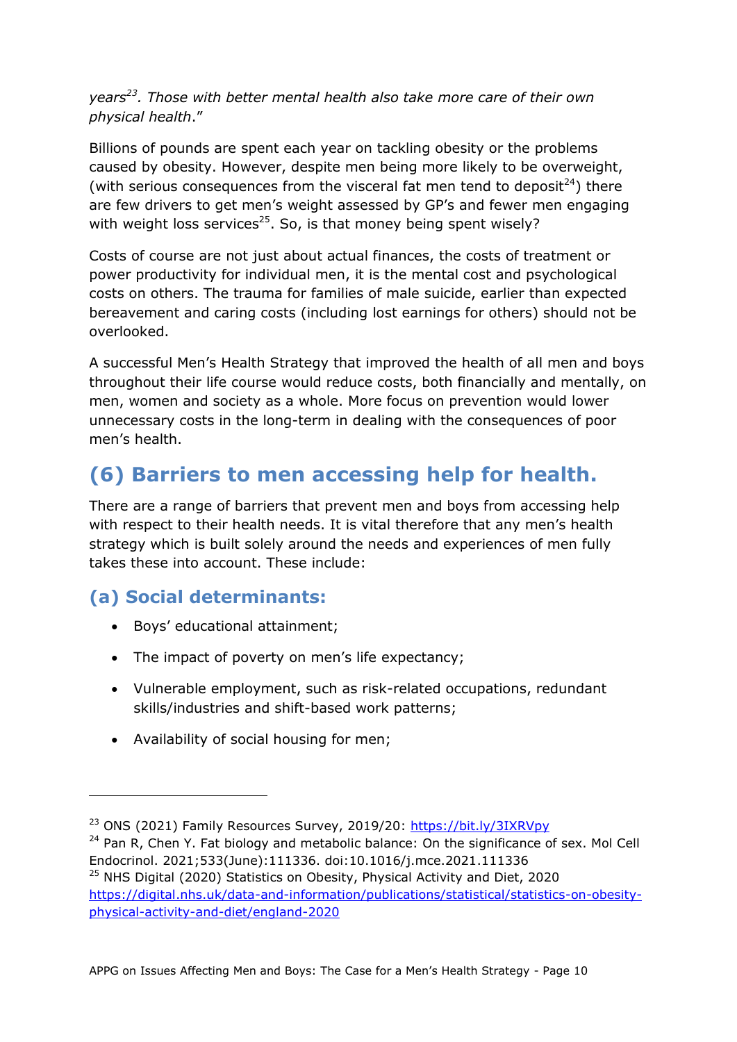*years[23]. Those with better mental health also take more care of their own physical health*."

Billions of pounds are spent each year on tackling obesity or the problems caused by obesity. However, despite men being more likely to be overweight, (with serious consequences from the visceral fat men tend to deposit[24]) there are few drivers to get men's weight assessed by GP's and fewer men engaging with weight loss services[25]. So, is that money being spent wisely?

Costs of course are not just about actual finances, the costs of treatment or power productivity for individual men, it is the mental cost and psychological costs on others. The trauma for families of male suicide, earlier than expected bereavement and caring costs (including lost earnings for others) should not be overlooked.

A successful Men's Health Strategy that improved the health of all men and boys throughout their life course would reduce costs, both financially and mentally, on men, women and society as a whole. More focus on prevention would lower unnecessary costs in the long-term in dealing with the consequences of poor men's health.

## (6) Barriers to men accessing help for health.

There are a range of barriers that prevent men and boys from accessing help with respect to their health needs. It is vital therefore that any men's health strategy which is built solely around the needs and experiences of men fully takes these into account. These include:

### (a) Social determinants:

- Boys' educational attainment;
- The impact of poverty on men's life expectancy;
- Vulnerable employment, such as risk-related occupations, redundant skills/industries and shift-based work patterns;
- Availability of social housing for men;

---

[23] ONS (2021) Family Resources Survey, 2019/20: https://bit.ly/3IXRVpy

[24] Pan R, Chen Y. Fat biology and metabolic balance: On the significance of sex. Mol Cell Endocrinol. 2021;533(June):111336. doi:10.1016/j.mce.2021.111336

[25] NHS Digital (2020) Statistics on Obesity, Physical Activity and Diet, 2020 https://digital.nhs.uk/data-and-information/publications/statistical/statistics-on-obesity-physical-activity-and-diet/england-2020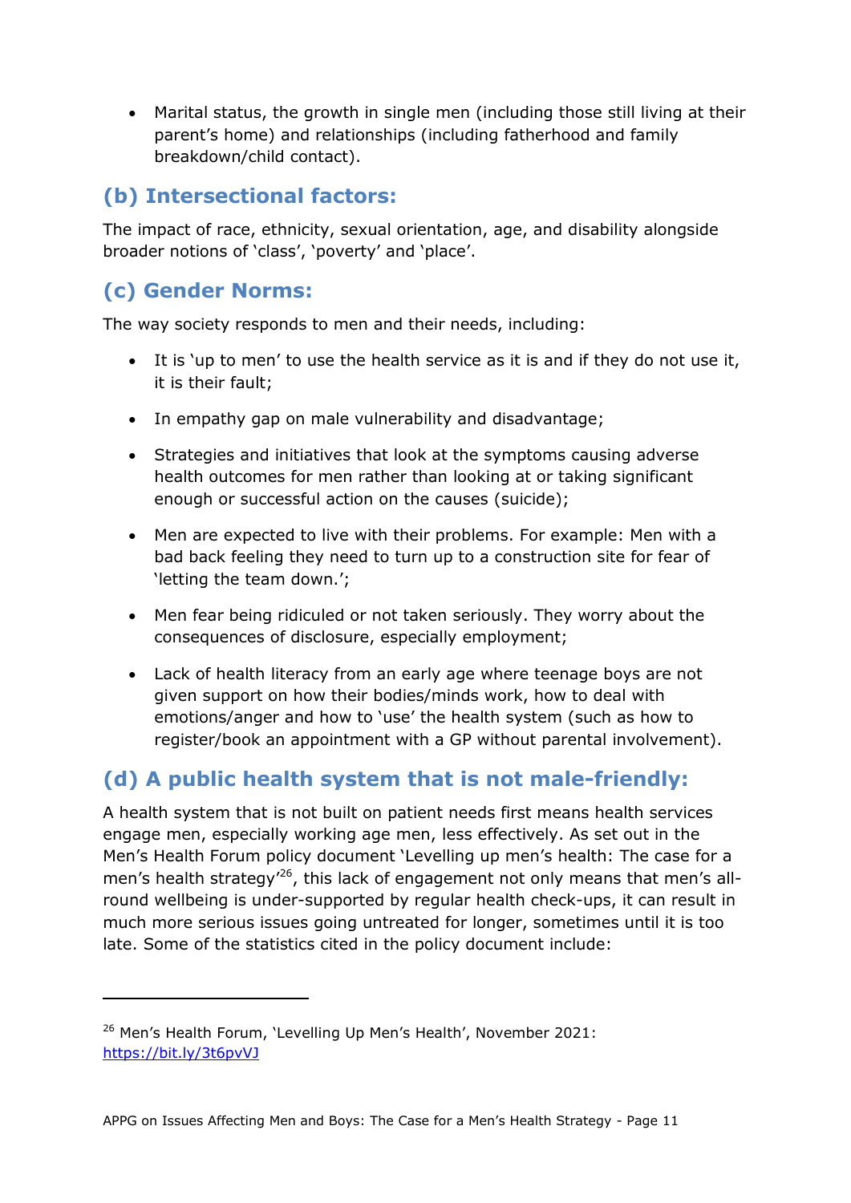- Marital status, the growth in single men (including those still living at their parent's home) and relationships (including fatherhood and family breakdown/child contact).

## (b) Intersectional factors:

The impact of race, ethnicity, sexual orientation, age, and disability alongside broader notions of 'class', 'poverty' and 'place'.

## (c) Gender Norms:

The way society responds to men and their needs, including:

- It is 'up to men' to use the health service as it is and if they do not use it, it is their fault;
- In empathy gap on male vulnerability and disadvantage;
- Strategies and initiatives that look at the symptoms causing adverse health outcomes for men rather than looking at or taking significant enough or successful action on the causes (suicide);
- Men are expected to live with their problems. For example: Men with a bad back feeling they need to turn up to a construction site for fear of 'letting the team down.';
- Men fear being ridiculed or not taken seriously. They worry about the consequences of disclosure, especially employment;
- Lack of health literacy from an early age where teenage boys are not given support on how their bodies/minds work, how to deal with emotions/anger and how to 'use' the health system (such as how to register/book an appointment with a GP without parental involvement).

## (d) A public health system that is not male-friendly:

A health system that is not built on patient needs first means health services engage men, especially working age men, less effectively. As set out in the Men's Health Forum policy document 'Levelling up men's health: The case for a men's health strategy'[26], this lack of engagement not only means that men's all-round wellbeing is under-supported by regular health check-ups, it can result in much more serious issues going untreated for longer, sometimes until it is too late. Some of the statistics cited in the policy document include:

---

[26] Men's Health Forum, 'Levelling Up Men's Health', November 2021: https://bit.ly/3t6pvVJ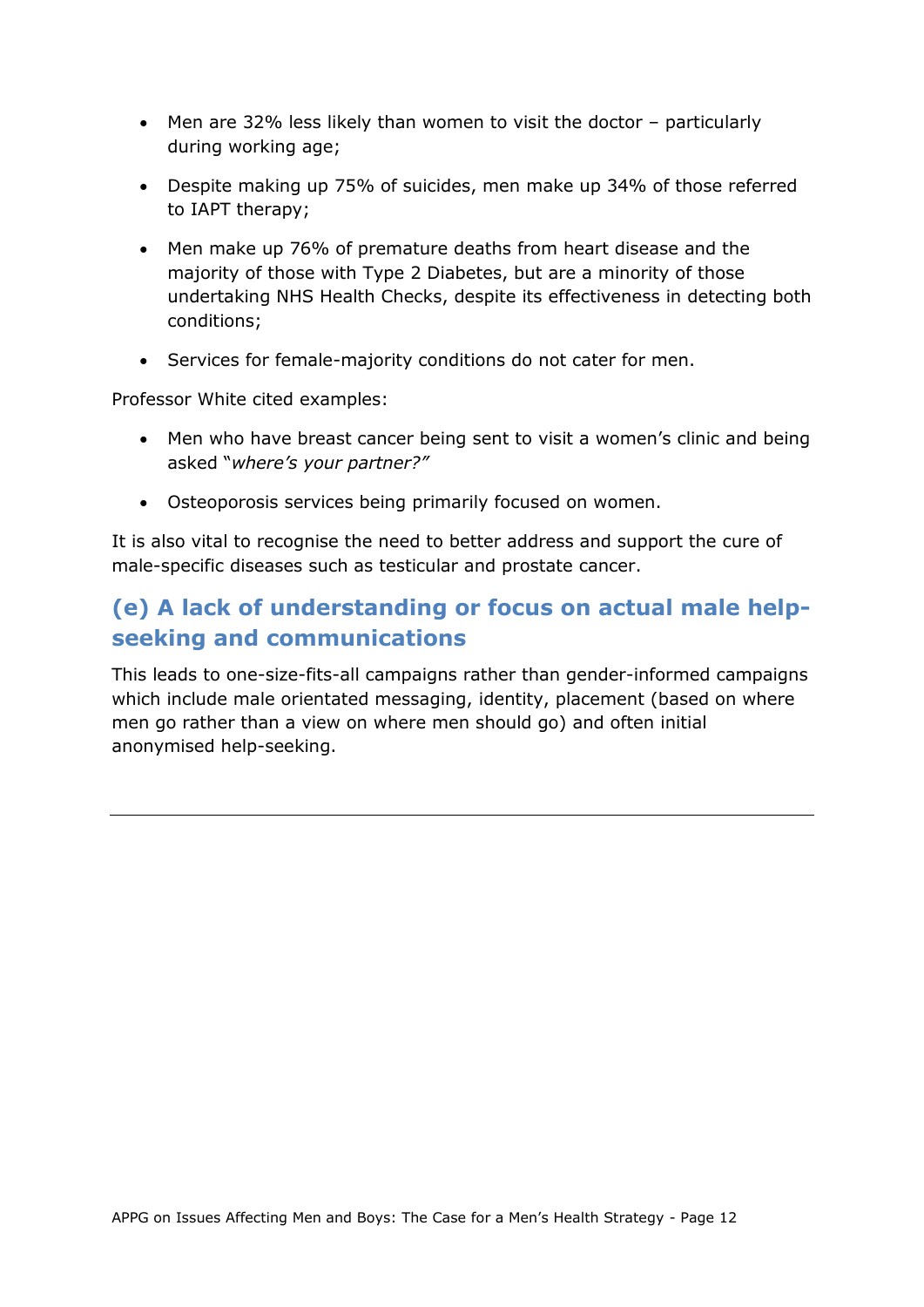- Men are 32% less likely than women to visit the doctor – particularly during working age;
- Despite making up 75% of suicides, men make up 34% of those referred to IAPT therapy;
- Men make up 76% of premature deaths from heart disease and the majority of those with Type 2 Diabetes, but are a minority of those undertaking NHS Health Checks, despite its effectiveness in detecting both conditions;
- Services for female-majority conditions do not cater for men.

Professor White cited examples:

- Men who have breast cancer being sent to visit a women's clinic and being asked "*where's your partner?"*
- Osteoporosis services being primarily focused on women.

It is also vital to recognise the need to better address and support the cure of male-specific diseases such as testicular and prostate cancer.

## (e) A lack of understanding or focus on actual male help-seeking and communications

This leads to one-size-fits-all campaigns rather than gender-informed campaigns which include male orientated messaging, identity, placement (based on where men go rather than a view on where men should go) and often initial anonymised help-seeking.

---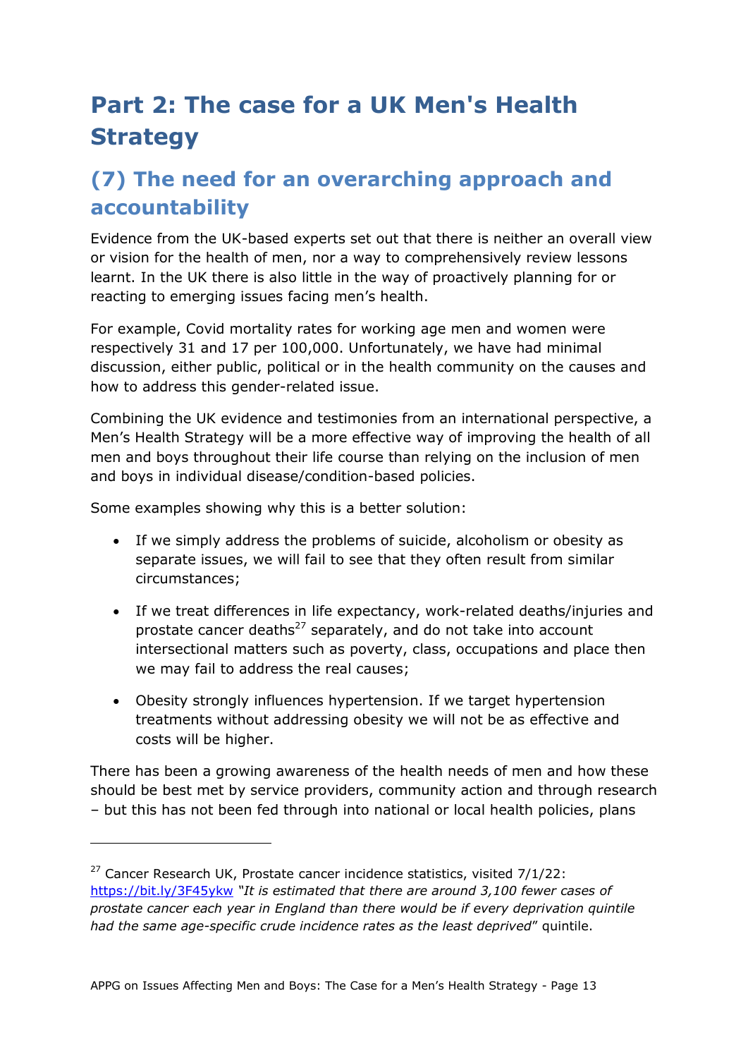# Part 2: The case for a UK Men's Health Strategy

## (7) The need for an overarching approach and accountability

Evidence from the UK-based experts set out that there is neither an overall view or vision for the health of men, nor a way to comprehensively review lessons learnt. In the UK there is also little in the way of proactively planning for or reacting to emerging issues facing men's health.

For example, Covid mortality rates for working age men and women were respectively 31 and 17 per 100,000. Unfortunately, we have had minimal discussion, either public, political or in the health community on the causes and how to address this gender-related issue.

Combining the UK evidence and testimonies from an international perspective, a Men's Health Strategy will be a more effective way of improving the health of all men and boys throughout their life course than relying on the inclusion of men and boys in individual disease/condition-based policies.

Some examples showing why this is a better solution:

- If we simply address the problems of suicide, alcoholism or obesity as separate issues, we will fail to see that they often result from similar circumstances;
- If we treat differences in life expectancy, work-related deaths/injuries and prostate cancer deaths[27] separately, and do not take into account intersectional matters such as poverty, class, occupations and place then we may fail to address the real causes;
- Obesity strongly influences hypertension. If we target hypertension treatments without addressing obesity we will not be as effective and costs will be higher.

There has been a growing awareness of the health needs of men and how these should be best met by service providers, community action and through research – but this has not been fed through into national or local health policies, plans

---

[27] Cancer Research UK, Prostate cancer incidence statistics, visited 7/1/22: https://bit.ly/3F45ykw "*It is estimated that there are around 3,100 fewer cases of prostate cancer each year in England than there would be if every deprivation quintile had the same age-specific crude incidence rates as the least deprived*" quintile.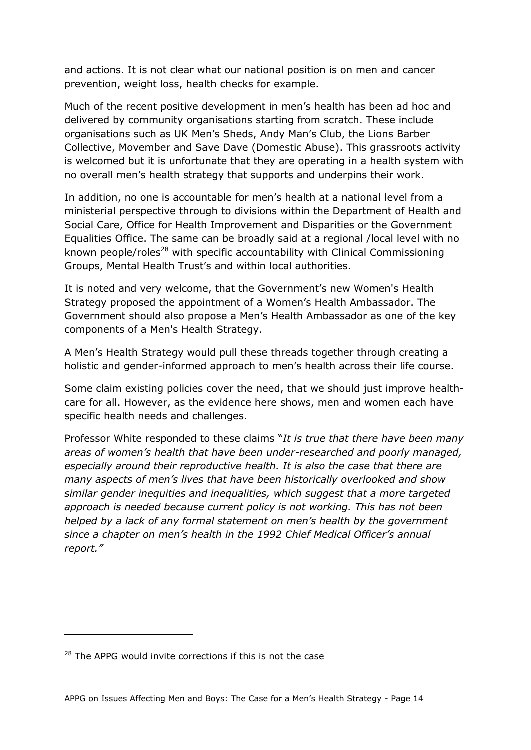and actions. It is not clear what our national position is on men and cancer prevention, weight loss, health checks for example.

Much of the recent positive development in men's health has been ad hoc and delivered by community organisations starting from scratch. These include organisations such as UK Men's Sheds, Andy Man's Club, the Lions Barber Collective, Movember and Save Dave (Domestic Abuse). This grassroots activity is welcomed but it is unfortunate that they are operating in a health system with no overall men's health strategy that supports and underpins their work.

In addition, no one is accountable for men's health at a national level from a ministerial perspective through to divisions within the Department of Health and Social Care, Office for Health Improvement and Disparities or the Government Equalities Office. The same can be broadly said at a regional /local level with no known people/roles[28] with specific accountability with Clinical Commissioning Groups, Mental Health Trust's and within local authorities.

It is noted and very welcome, that the Government's new Women's Health Strategy proposed the appointment of a Women's Health Ambassador. The Government should also propose a Men's Health Ambassador as one of the key components of a Men's Health Strategy.

A Men's Health Strategy would pull these threads together through creating a holistic and gender-informed approach to men's health across their life course.

Some claim existing policies cover the need, that we should just improve health-care for all. However, as the evidence here shows, men and women each have specific health needs and challenges.

Professor White responded to these claims "*It is true that there have been many areas of women's health that have been under-researched and poorly managed, especially around their reproductive health. It is also the case that there are many aspects of men's lives that have been historically overlooked and show similar gender inequities and inequalities, which suggest that a more targeted approach is needed because current policy is not working. This has not been helped by a lack of any formal statement on men's health by the government since a chapter on men's health in the 1992 Chief Medical Officer's annual report.*"

---

[28] The APPG would invite corrections if this is not the case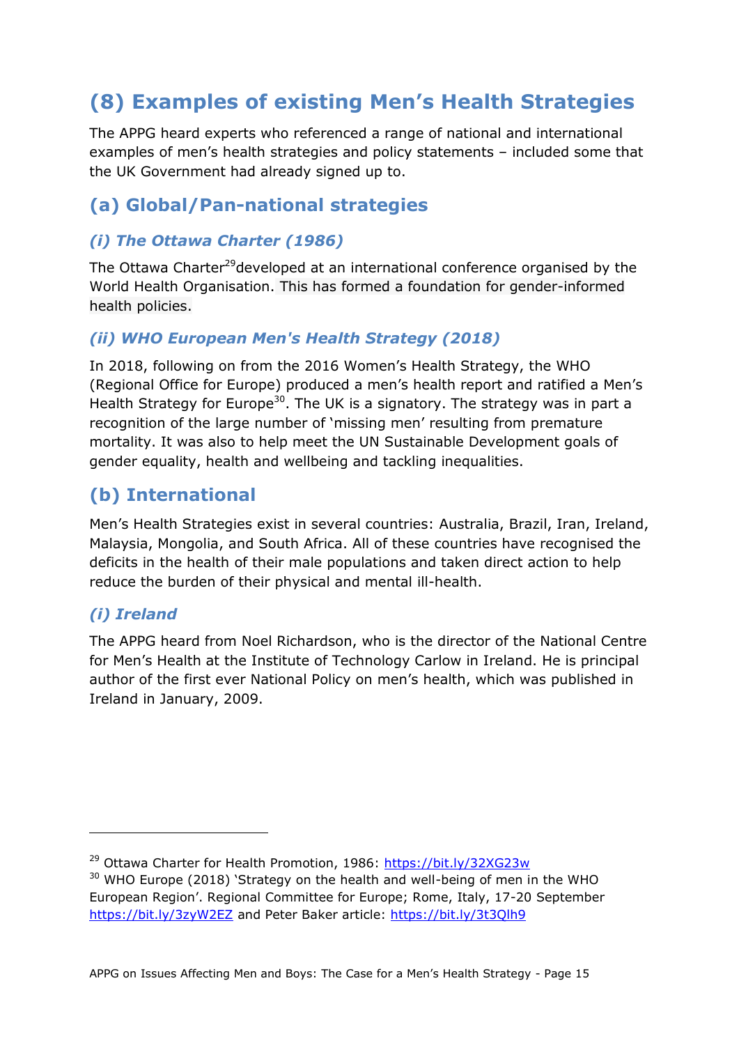## (8) Examples of existing Men's Health Strategies

The APPG heard experts who referenced a range of national and international examples of men's health strategies and policy statements – included some that the UK Government had already signed up to.

### (a) Global/Pan-national strategies

#### *(i) The Ottawa Charter (1986)*

The Ottawa Charter[29]developed at an international conference organised by the World Health Organisation. This has formed a foundation for gender-informed health policies.

#### *(ii) WHO European Men's Health Strategy (2018)*

In 2018, following on from the 2016 Women's Health Strategy, the WHO (Regional Office for Europe) produced a men's health report and ratified a Men's Health Strategy for Europe[30]. The UK is a signatory. The strategy was in part a recognition of the large number of 'missing men' resulting from premature mortality. It was also to help meet the UN Sustainable Development goals of gender equality, health and wellbeing and tackling inequalities.

### (b) International

Men's Health Strategies exist in several countries: Australia, Brazil, Iran, Ireland, Malaysia, Mongolia, and South Africa. All of these countries have recognised the deficits in the health of their male populations and taken direct action to help reduce the burden of their physical and mental ill-health.

#### *(i) Ireland*

The APPG heard from Noel Richardson, who is the director of the National Centre for Men's Health at the Institute of Technology Carlow in Ireland. He is principal author of the first ever National Policy on men's health, which was published in Ireland in January, 2009.

---

[29] Ottawa Charter for Health Promotion, 1986: https://bit.ly/32XG23w

[30] WHO Europe (2018) 'Strategy on the health and well-being of men in the WHO European Region'. Regional Committee for Europe; Rome, Italy, 17-20 September https://bit.ly/3zyW2EZ and Peter Baker article: https://bit.ly/3t3Qlh9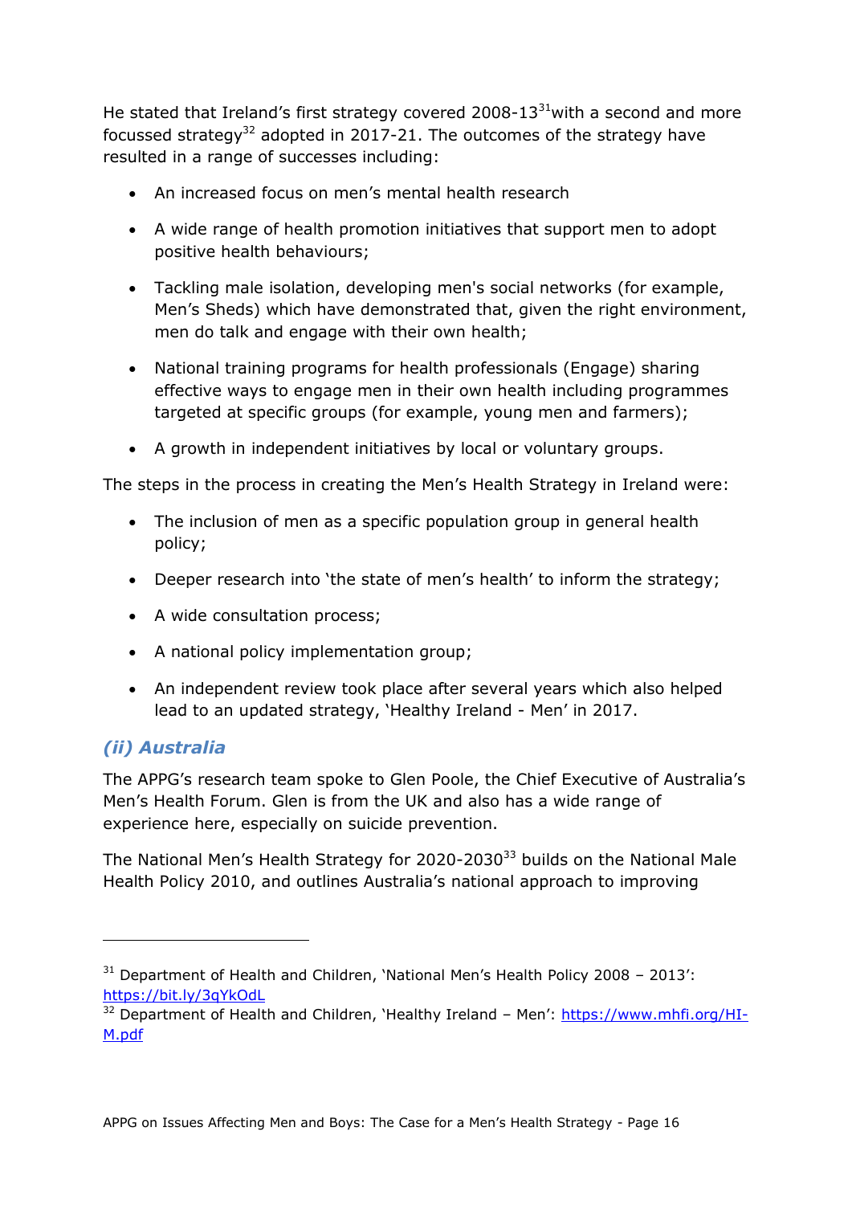He stated that Ireland's first strategy covered 2008-13[31]with a second and more focussed strategy[32] adopted in 2017-21. The outcomes of the strategy have resulted in a range of successes including:

- An increased focus on men's mental health research
- A wide range of health promotion initiatives that support men to adopt positive health behaviours;
- Tackling male isolation, developing men's social networks (for example, Men's Sheds) which have demonstrated that, given the right environment, men do talk and engage with their own health;
- National training programs for health professionals (Engage) sharing effective ways to engage men in their own health including programmes targeted at specific groups (for example, young men and farmers);
- A growth in independent initiatives by local or voluntary groups.

The steps in the process in creating the Men's Health Strategy in Ireland were:

- The inclusion of men as a specific population group in general health policy;
- Deeper research into 'the state of men's health' to inform the strategy;
- A wide consultation process;
- A national policy implementation group;
- An independent review took place after several years which also helped lead to an updated strategy, 'Healthy Ireland - Men' in 2017.

### *(ii) Australia*

The APPG's research team spoke to Glen Poole, the Chief Executive of Australia's Men's Health Forum. Glen is from the UK and also has a wide range of experience here, especially on suicide prevention.

The National Men's Health Strategy for 2020-2030[33] builds on the National Male Health Policy 2010, and outlines Australia's national approach to improving

---

[31] Department of Health and Children, 'National Men's Health Policy 2008 – 2013': https://bit.ly/3qYkOdL

[32] Department of Health and Children, 'Healthy Ireland – Men': https://www.mhfi.org/HI-M.pdf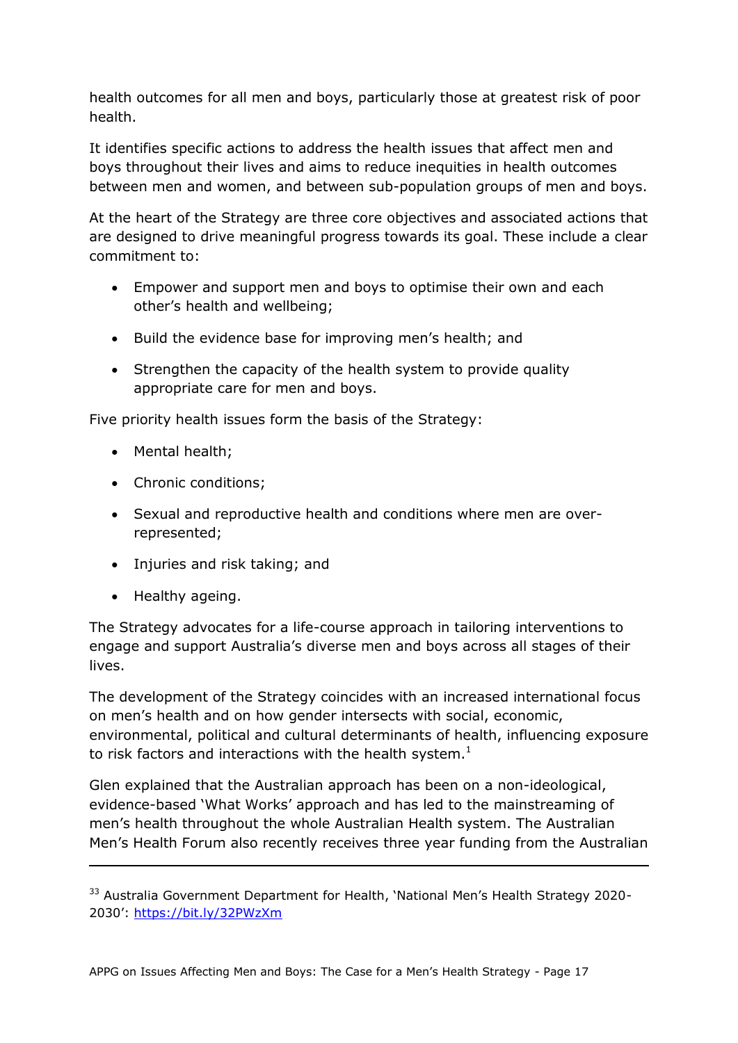health outcomes for all men and boys, particularly those at greatest risk of poor health.

It identifies specific actions to address the health issues that affect men and boys throughout their lives and aims to reduce inequities in health outcomes between men and women, and between sub-population groups of men and boys.

At the heart of the Strategy are three core objectives and associated actions that are designed to drive meaningful progress towards its goal. These include a clear commitment to:

- Empower and support men and boys to optimise their own and each other's health and wellbeing;
- Build the evidence base for improving men's health; and
- Strengthen the capacity of the health system to provide quality appropriate care for men and boys.

Five priority health issues form the basis of the Strategy:

- Mental health;
- Chronic conditions;
- Sexual and reproductive health and conditions where men are over-represented;
- Injuries and risk taking; and
- Healthy ageing.

The Strategy advocates for a life-course approach in tailoring interventions to engage and support Australia's diverse men and boys across all stages of their lives.

The development of the Strategy coincides with an increased international focus on men's health and on how gender intersects with social, economic, environmental, political and cultural determinants of health, influencing exposure to risk factors and interactions with the health system.[1]

Glen explained that the Australian approach has been on a non-ideological, evidence-based 'What Works' approach and has led to the mainstreaming of men's health throughout the whole Australian Health system. The Australian Men's Health Forum also recently receives three year funding from the Australian

---

[33] Australia Government Department for Health, 'National Men's Health Strategy 2020-2030': https://bit.ly/32PWzXm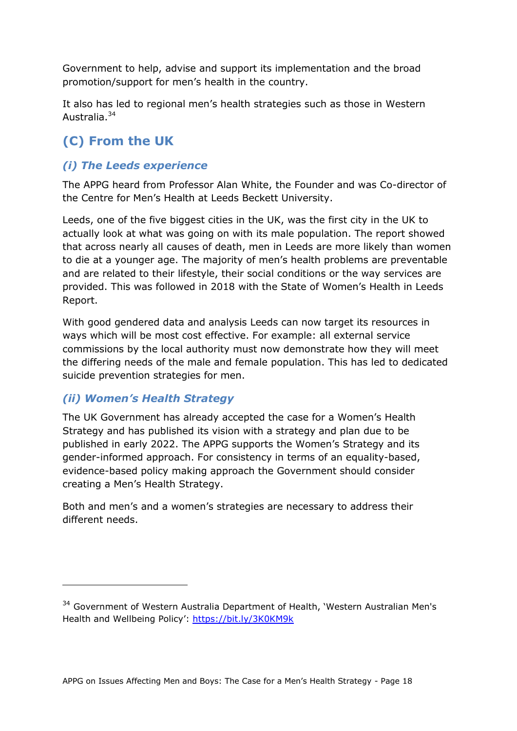Government to help, advise and support its implementation and the broad promotion/support for men's health in the country.

It also has led to regional men's health strategies such as those in Western Australia.[34]

## (C) From the UK

### *(i) The Leeds experience*

The APPG heard from Professor Alan White, the Founder and was Co-director of the Centre for Men's Health at Leeds Beckett University.

Leeds, one of the five biggest cities in the UK, was the first city in the UK to actually look at what was going on with its male population. The report showed that across nearly all causes of death, men in Leeds are more likely than women to die at a younger age. The majority of men's health problems are preventable and are related to their lifestyle, their social conditions or the way services are provided. This was followed in 2018 with the State of Women's Health in Leeds Report.

With good gendered data and analysis Leeds can now target its resources in ways which will be most cost effective. For example: all external service commissions by the local authority must now demonstrate how they will meet the differing needs of the male and female population. This has led to dedicated suicide prevention strategies for men.

### *(ii) Women's Health Strategy*

The UK Government has already accepted the case for a Women's Health Strategy and has published its vision with a strategy and plan due to be published in early 2022. The APPG supports the Women's Strategy and its gender-informed approach. For consistency in terms of an equality-based, evidence-based policy making approach the Government should consider creating a Men's Health Strategy.

Both and men's and a women's strategies are necessary to address their different needs.

---

[34] Government of Western Australia Department of Health, 'Western Australian Men's Health and Wellbeing Policy': https://bit.ly/3K0KM9k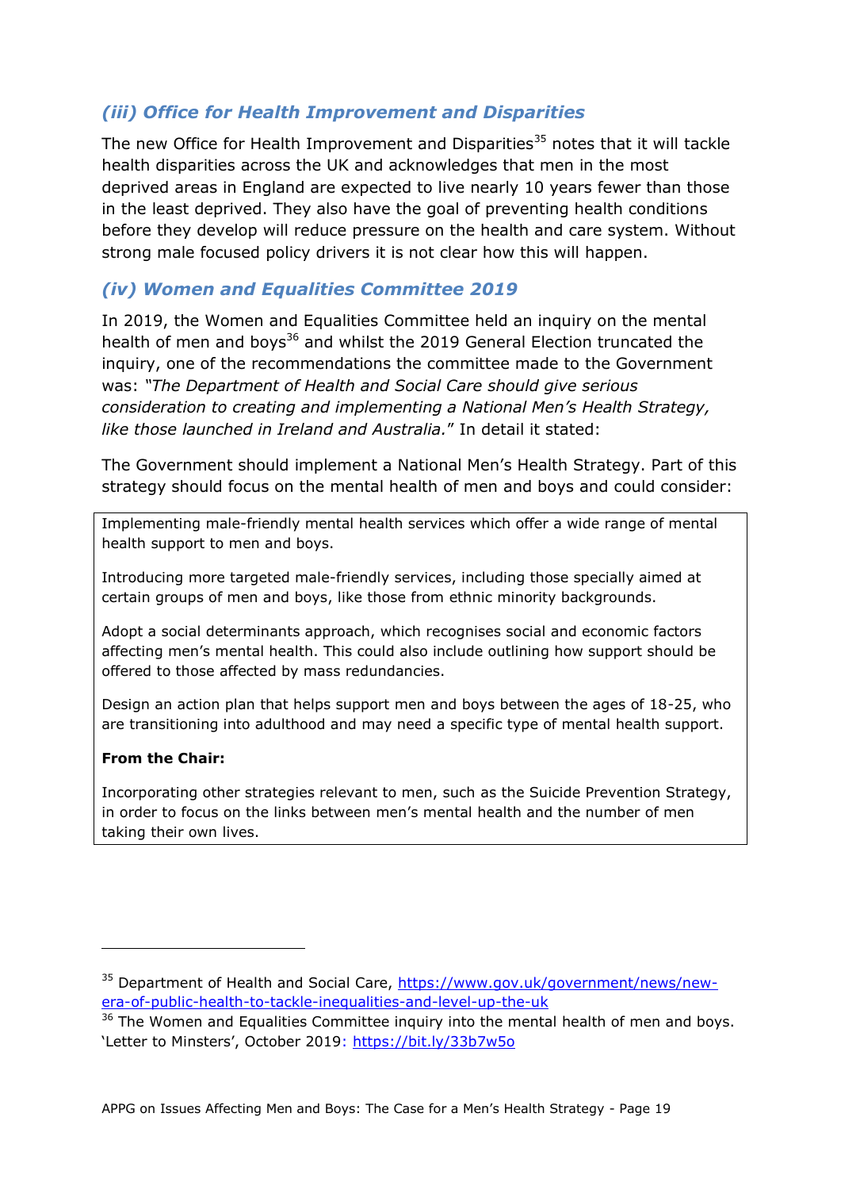### *(iii) Office for Health Improvement and Disparities*

The new Office for Health Improvement and Disparities[35] notes that it will tackle health disparities across the UK and acknowledges that men in the most deprived areas in England are expected to live nearly 10 years fewer than those in the least deprived. They also have the goal of preventing health conditions before they develop will reduce pressure on the health and care system. Without strong male focused policy drivers it is not clear how this will happen.

### *(iv) Women and Equalities Committee 2019*

In 2019, the Women and Equalities Committee held an inquiry on the mental health of men and boys[36] and whilst the 2019 General Election truncated the inquiry, one of the recommendations the committee made to the Government was: *"The Department of Health and Social Care should give serious consideration to creating and implementing a National Men's Health Strategy, like those launched in Ireland and Australia.*" In detail it stated:

The Government should implement a National Men's Health Strategy. Part of this strategy should focus on the mental health of men and boys and could consider:

> Implementing male-friendly mental health services which offer a wide range of mental health support to men and boys.
>
> Introducing more targeted male-friendly services, including those specially aimed at certain groups of men and boys, like those from ethnic minority backgrounds.
>
> Adopt a social determinants approach, which recognises social and economic factors affecting men's mental health. This could also include outlining how support should be offered to those affected by mass redundancies.
>
> Design an action plan that helps support men and boys between the ages of 18-25, who are transitioning into adulthood and may need a specific type of mental health support.
>
> **From the Chair:**
>
> Incorporating other strategies relevant to men, such as the Suicide Prevention Strategy, in order to focus on the links between men's mental health and the number of men taking their own lives.

---

[35] Department of Health and Social Care, https://www.gov.uk/government/news/new-era-of-public-health-to-tackle-inequalities-and-level-up-the-uk

[36] The Women and Equalities Committee inquiry into the mental health of men and boys. 'Letter to Minsters', October 2019: https://bit.ly/33b7w5o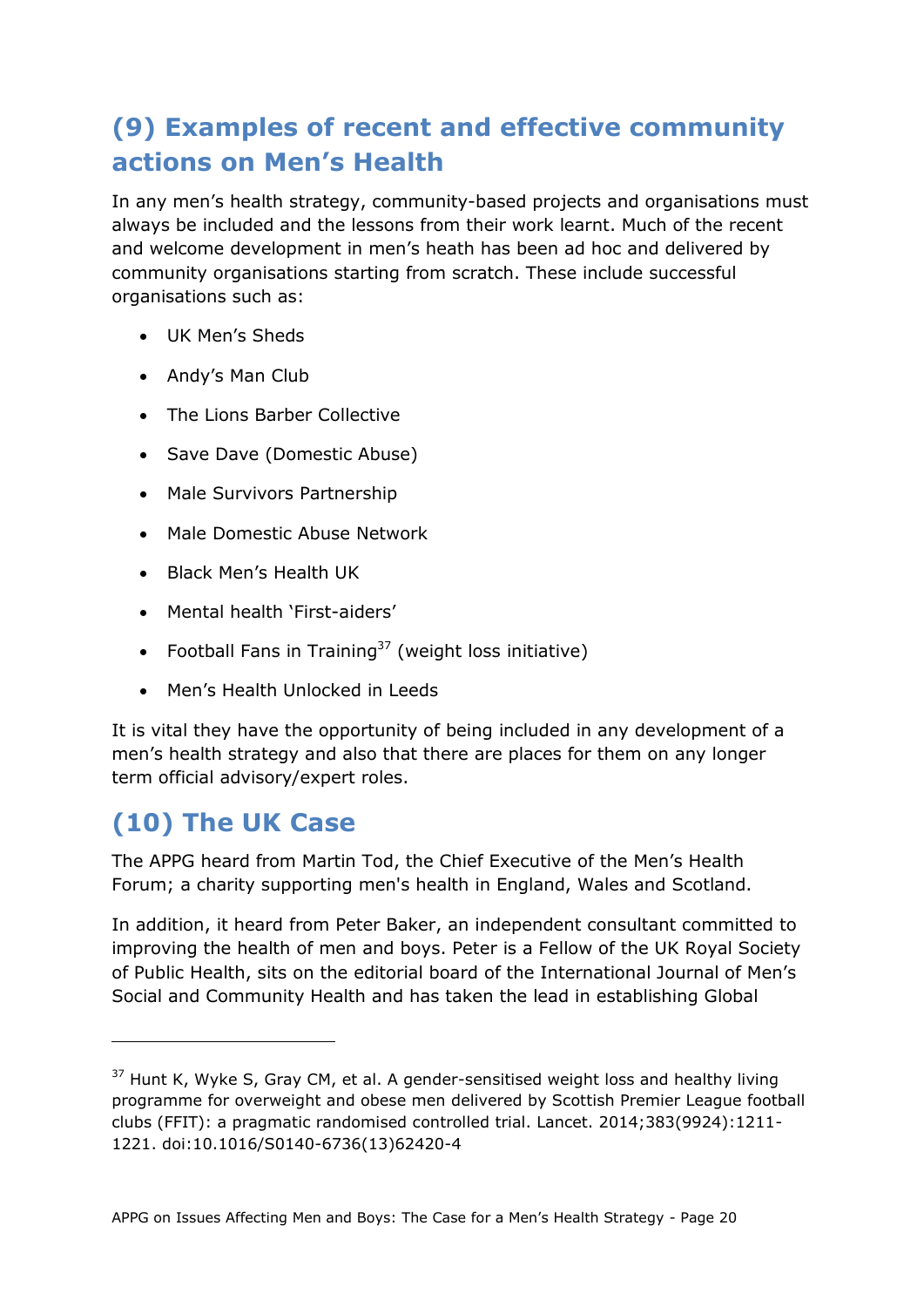## (9) Examples of recent and effective community actions on Men's Health

In any men's health strategy, community-based projects and organisations must always be included and the lessons from their work learnt. Much of the recent and welcome development in men's heath has been ad hoc and delivered by community organisations starting from scratch. These include successful organisations such as:

- UK Men's Sheds
- Andy's Man Club
- The Lions Barber Collective
- Save Dave (Domestic Abuse)
- Male Survivors Partnership
- Male Domestic Abuse Network
- Black Men's Health UK
- Mental health 'First-aiders'
- Football Fans in Training[37] (weight loss initiative)
- Men's Health Unlocked in Leeds

It is vital they have the opportunity of being included in any development of a men's health strategy and also that there are places for them on any longer term official advisory/expert roles.

## (10) The UK Case

The APPG heard from Martin Tod, the Chief Executive of the Men's Health Forum; a charity supporting men's health in England, Wales and Scotland.

In addition, it heard from Peter Baker, an independent consultant committed to improving the health of men and boys. Peter is a Fellow of the UK Royal Society of Public Health, sits on the editorial board of the International Journal of Men's Social and Community Health and has taken the lead in establishing Global

---

[37] Hunt K, Wyke S, Gray CM, et al. A gender-sensitised weight loss and healthy living programme for overweight and obese men delivered by Scottish Premier League football clubs (FFIT): a pragmatic randomised controlled trial. Lancet. 2014;383(9924):1211-1221. doi:10.1016/S0140-6736(13)62420-4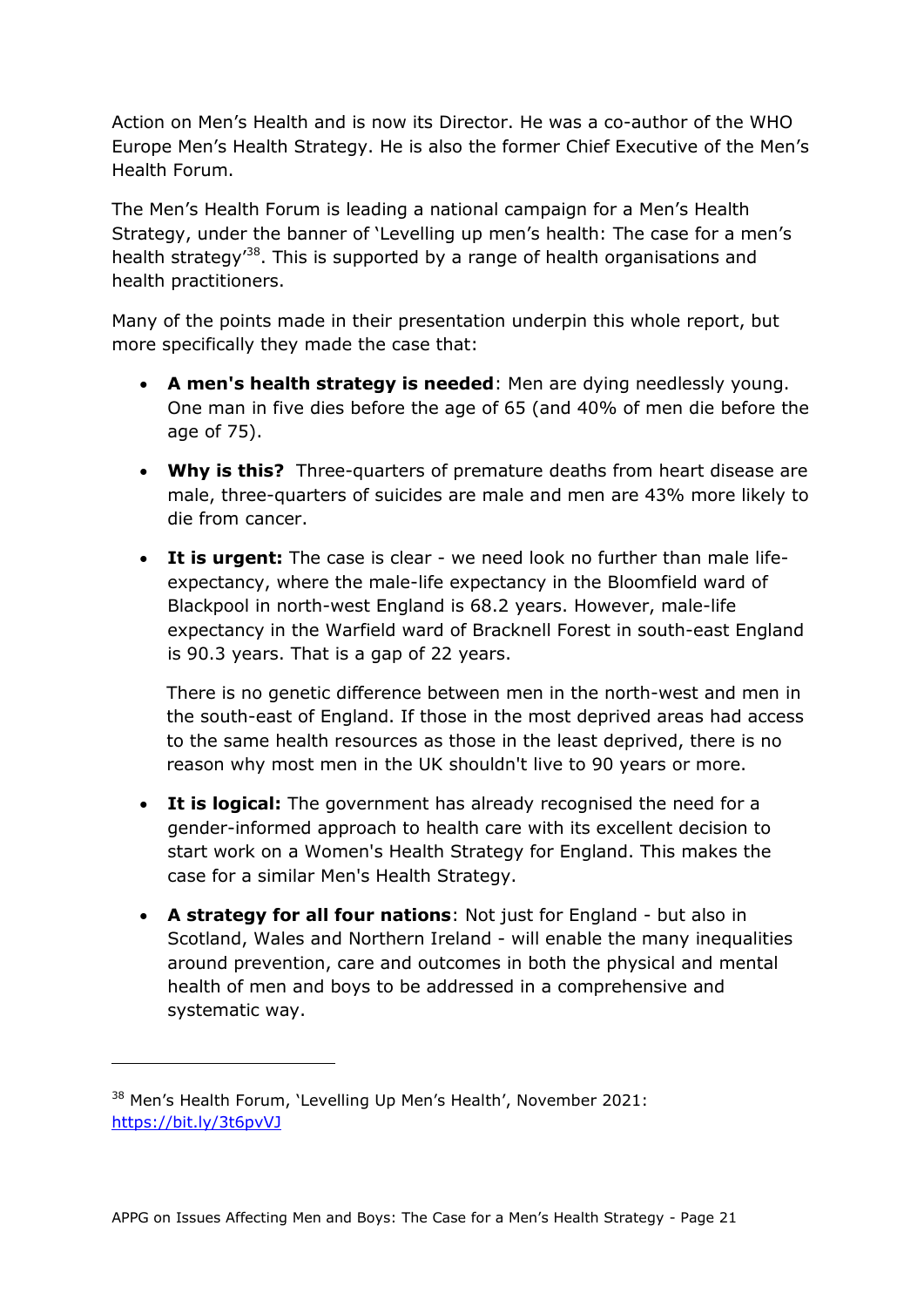Action on Men's Health and is now its Director. He was a co-author of the WHO Europe Men's Health Strategy. He is also the former Chief Executive of the Men's Health Forum.

The Men's Health Forum is leading a national campaign for a Men's Health Strategy, under the banner of 'Levelling up men's health: The case for a men's health strategy'[38]. This is supported by a range of health organisations and health practitioners.

Many of the points made in their presentation underpin this whole report, but more specifically they made the case that:

- **A men's health strategy is needed**: Men are dying needlessly young. One man in five dies before the age of 65 (and 40% of men die before the age of 75).
- **Why is this?** Three-quarters of premature deaths from heart disease are male, three-quarters of suicides are male and men are 43% more likely to die from cancer.
- **It is urgent:** The case is clear - we need look no further than male life-expectancy, where the male-life expectancy in the Bloomfield ward of Blackpool in north-west England is 68.2 years. However, male-life expectancy in the Warfield ward of Bracknell Forest in south-east England is 90.3 years. That is a gap of 22 years.

  There is no genetic difference between men in the north-west and men in the south-east of England. If those in the most deprived areas had access to the same health resources as those in the least deprived, there is no reason why most men in the UK shouldn't live to 90 years or more.
- **It is logical:** The government has already recognised the need for a gender-informed approach to health care with its excellent decision to start work on a Women's Health Strategy for England. This makes the case for a similar Men's Health Strategy.
- **A strategy for all four nations**: Not just for England - but also in Scotland, Wales and Northern Ireland - will enable the many inequalities around prevention, care and outcomes in both the physical and mental health of men and boys to be addressed in a comprehensive and systematic way.

---

[38] Men's Health Forum, 'Levelling Up Men's Health', November 2021: https://bit.ly/3t6pvVJ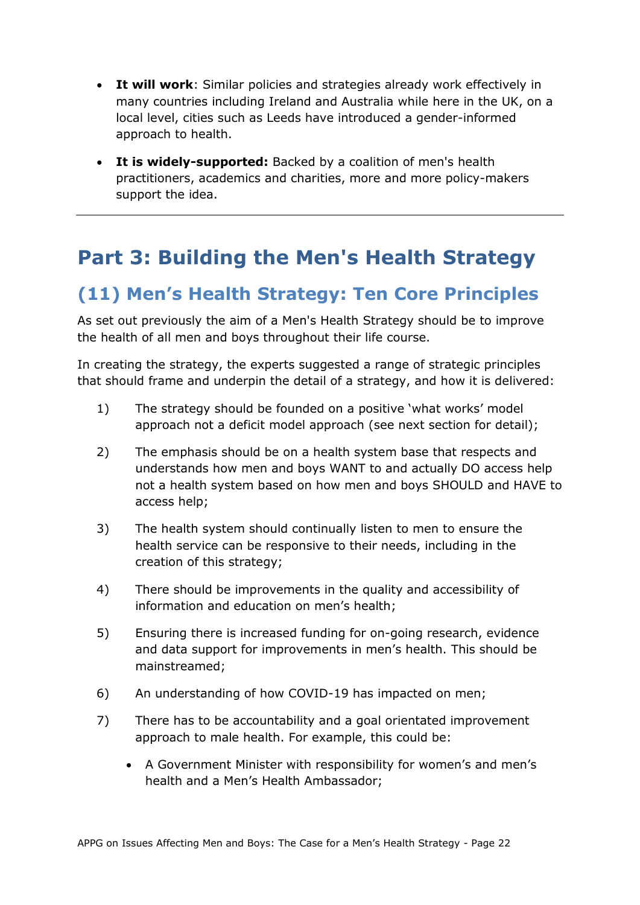- **It will work**: Similar policies and strategies already work effectively in many countries including Ireland and Australia while here in the UK, on a local level, cities such as Leeds have introduced a gender-informed approach to health.

- **It is widely-supported:** Backed by a coalition of men's health practitioners, academics and charities, more and more policy-makers support the idea.

---

# Part 3: Building the Men's Health Strategy

## (11) Men's Health Strategy: Ten Core Principles

As set out previously the aim of a Men's Health Strategy should be to improve the health of all men and boys throughout their life course.

In creating the strategy, the experts suggested a range of strategic principles that should frame and underpin the detail of a strategy, and how it is delivered:

1) The strategy should be founded on a positive 'what works' model approach not a deficit model approach (see next section for detail);

2) The emphasis should be on a health system base that respects and understands how men and boys WANT to and actually DO access help not a health system based on how men and boys SHOULD and HAVE to access help;

3) The health system should continually listen to men to ensure the health service can be responsive to their needs, including in the creation of this strategy;

4) There should be improvements in the quality and accessibility of information and education on men's health;

5) Ensuring there is increased funding for on-going research, evidence and data support for improvements in men's health. This should be mainstreamed;

6) An understanding of how COVID-19 has impacted on men;

7) There has to be accountability and a goal orientated improvement approach to male health. For example, this could be:

   - A Government Minister with responsibility for women's and men's health and a Men's Health Ambassador;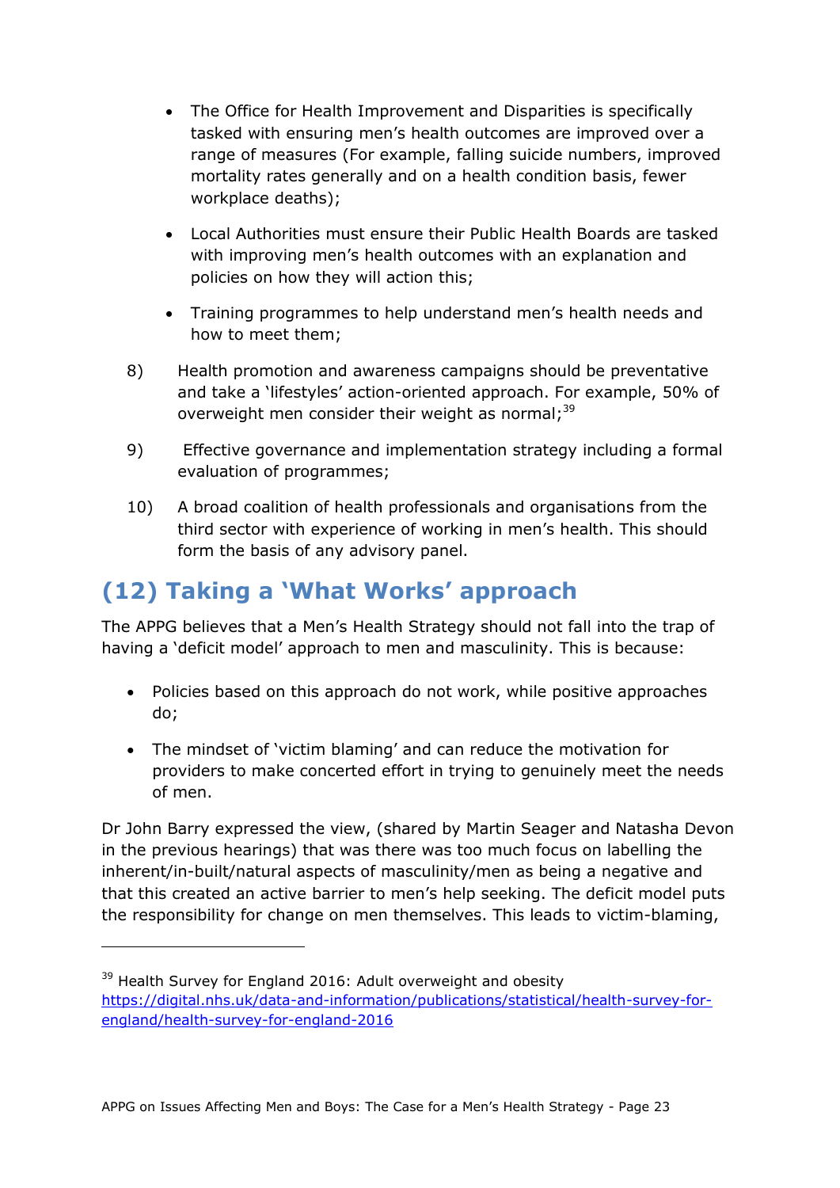- The Office for Health Improvement and Disparities is specifically tasked with ensuring men's health outcomes are improved over a range of measures (For example, falling suicide numbers, improved mortality rates generally and on a health condition basis, fewer workplace deaths);
- Local Authorities must ensure their Public Health Boards are tasked with improving men's health outcomes with an explanation and policies on how they will action this;
- Training programmes to help understand men's health needs and how to meet them;

8) Health promotion and awareness campaigns should be preventative and take a 'lifestyles' action-oriented approach. For example, 50% of overweight men consider their weight as normal;[39]

9) Effective governance and implementation strategy including a formal evaluation of programmes;

10) A broad coalition of health professionals and organisations from the third sector with experience of working in men's health. This should form the basis of any advisory panel.

## (12) Taking a 'What Works' approach

The APPG believes that a Men's Health Strategy should not fall into the trap of having a 'deficit model' approach to men and masculinity. This is because:

- Policies based on this approach do not work, while positive approaches do;
- The mindset of 'victim blaming' and can reduce the motivation for providers to make concerted effort in trying to genuinely meet the needs of men.

Dr John Barry expressed the view, (shared by Martin Seager and Natasha Devon in the previous hearings) that was there was too much focus on labelling the inherent/in-built/natural aspects of masculinity/men as being a negative and that this created an active barrier to men's help seeking. The deficit model puts the responsibility for change on men themselves. This leads to victim-blaming,

---

[39] Health Survey for England 2016: Adult overweight and obesity https://digital.nhs.uk/data-and-information/publications/statistical/health-survey-for-england/health-survey-for-england-2016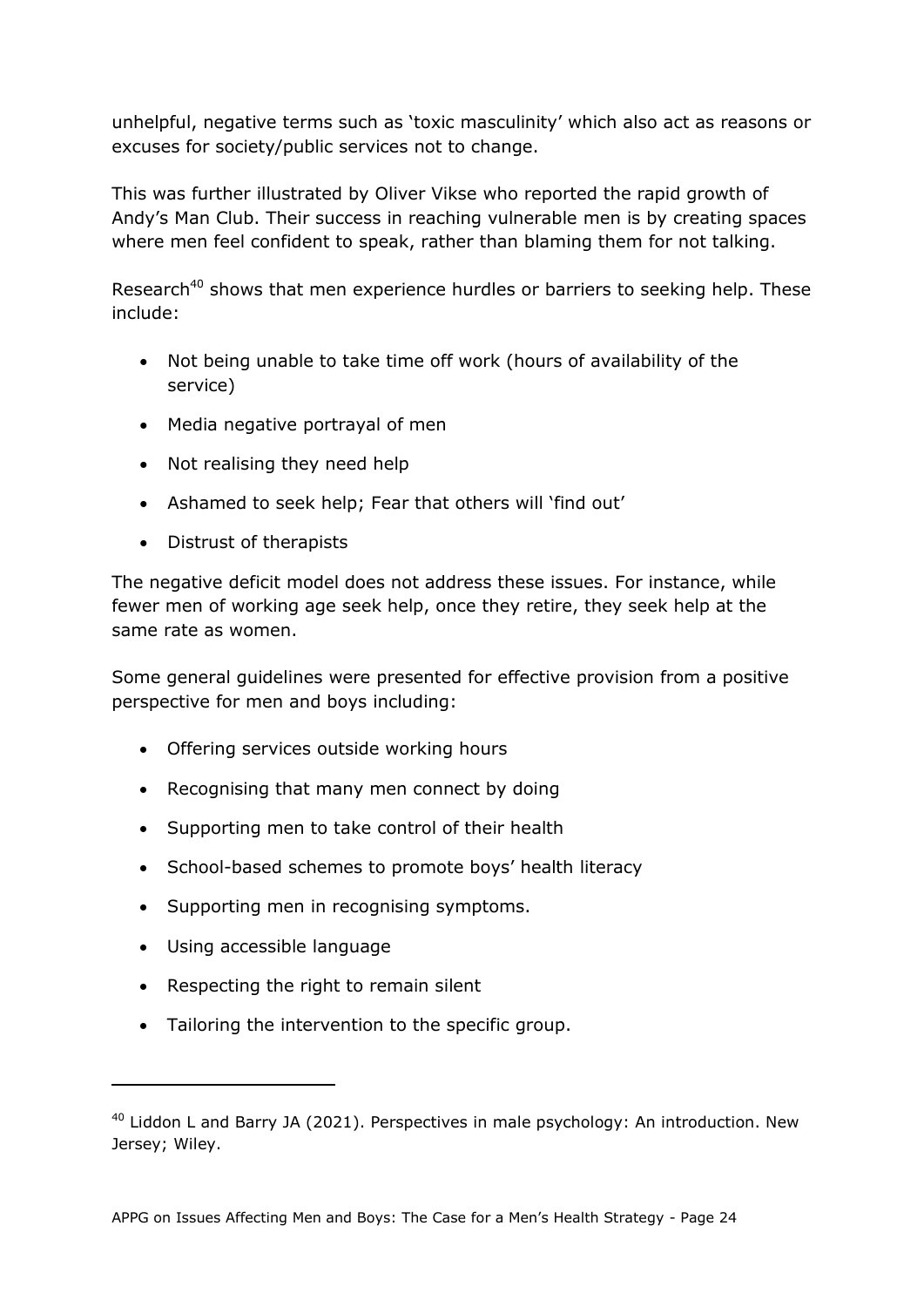unhelpful, negative terms such as 'toxic masculinity' which also act as reasons or excuses for society/public services not to change.

This was further illustrated by Oliver Vikse who reported the rapid growth of Andy's Man Club. Their success in reaching vulnerable men is by creating spaces where men feel confident to speak, rather than blaming them for not talking.

Research[40] shows that men experience hurdles or barriers to seeking help. These include:

- Not being unable to take time off work (hours of availability of the service)
- Media negative portrayal of men
- Not realising they need help
- Ashamed to seek help; Fear that others will 'find out'
- Distrust of therapists

The negative deficit model does not address these issues. For instance, while fewer men of working age seek help, once they retire, they seek help at the same rate as women.

Some general guidelines were presented for effective provision from a positive perspective for men and boys including:

- Offering services outside working hours
- Recognising that many men connect by doing
- Supporting men to take control of their health
- School-based schemes to promote boys' health literacy
- Supporting men in recognising symptoms.
- Using accessible language
- Respecting the right to remain silent
- Tailoring the intervention to the specific group.

---

[40] Liddon L and Barry JA (2021). Perspectives in male psychology: An introduction. New Jersey; Wiley.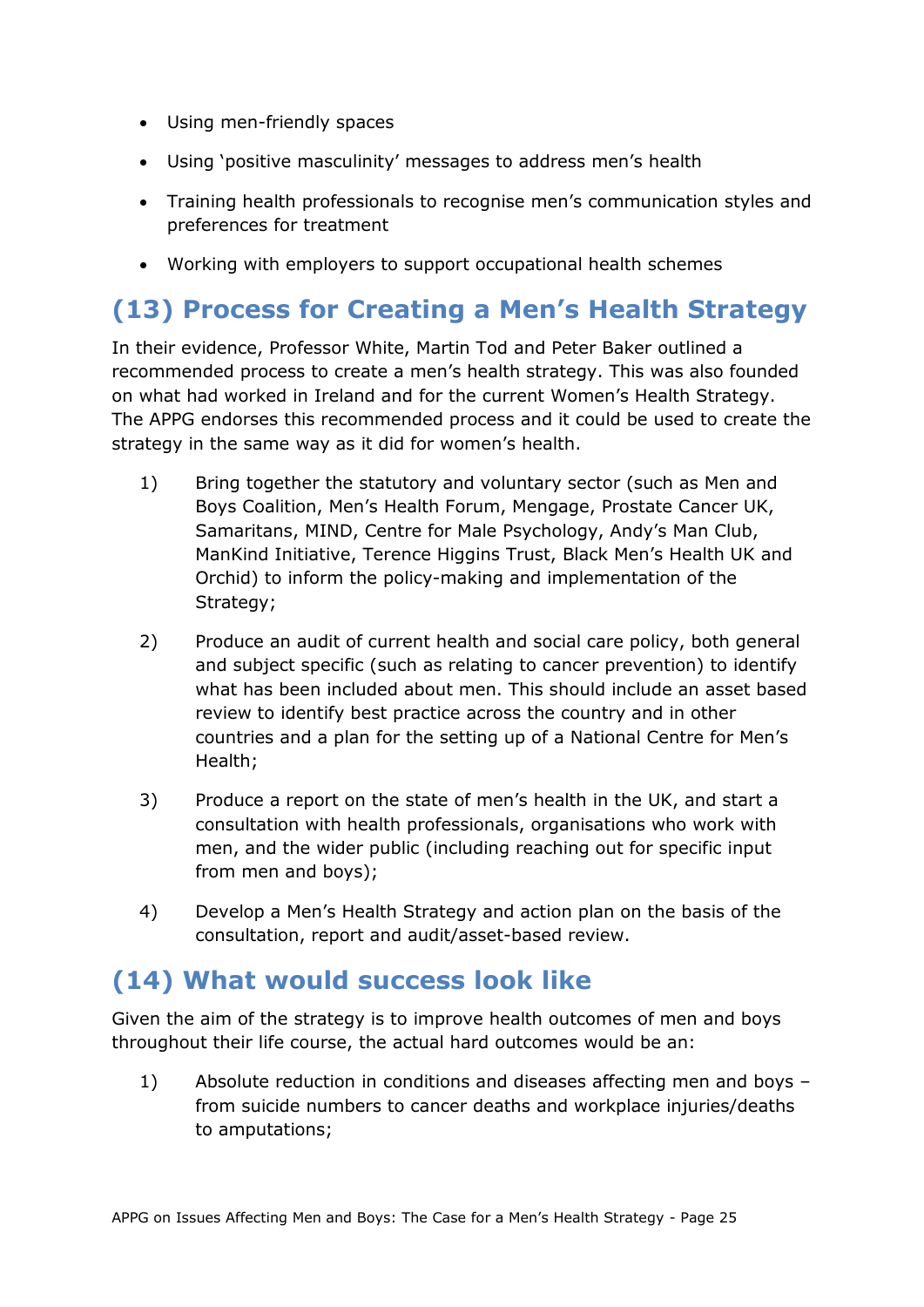- Using men-friendly spaces
- Using 'positive masculinity' messages to address men's health
- Training health professionals to recognise men's communication styles and preferences for treatment
- Working with employers to support occupational health schemes

## (13) Process for Creating a Men's Health Strategy

In their evidence, Professor White, Martin Tod and Peter Baker outlined a recommended process to create a men's health strategy. This was also founded on what had worked in Ireland and for the current Women's Health Strategy. The APPG endorses this recommended process and it could be used to create the strategy in the same way as it did for women's health.

1) Bring together the statutory and voluntary sector (such as Men and Boys Coalition, Men's Health Forum, Mengage, Prostate Cancer UK, Samaritans, MIND, Centre for Male Psychology, Andy's Man Club, ManKind Initiative, Terence Higgins Trust, Black Men's Health UK and Orchid) to inform the policy-making and implementation of the Strategy;

2) Produce an audit of current health and social care policy, both general and subject specific (such as relating to cancer prevention) to identify what has been included about men. This should include an asset based review to identify best practice across the country and in other countries and a plan for the setting up of a National Centre for Men's Health;

3) Produce a report on the state of men's health in the UK, and start a consultation with health professionals, organisations who work with men, and the wider public (including reaching out for specific input from men and boys);

4) Develop a Men's Health Strategy and action plan on the basis of the consultation, report and audit/asset-based review.

## (14) What would success look like

Given the aim of the strategy is to improve health outcomes of men and boys throughout their life course, the actual hard outcomes would be an:

1) Absolute reduction in conditions and diseases affecting men and boys – from suicide numbers to cancer deaths and workplace injuries/deaths to amputations;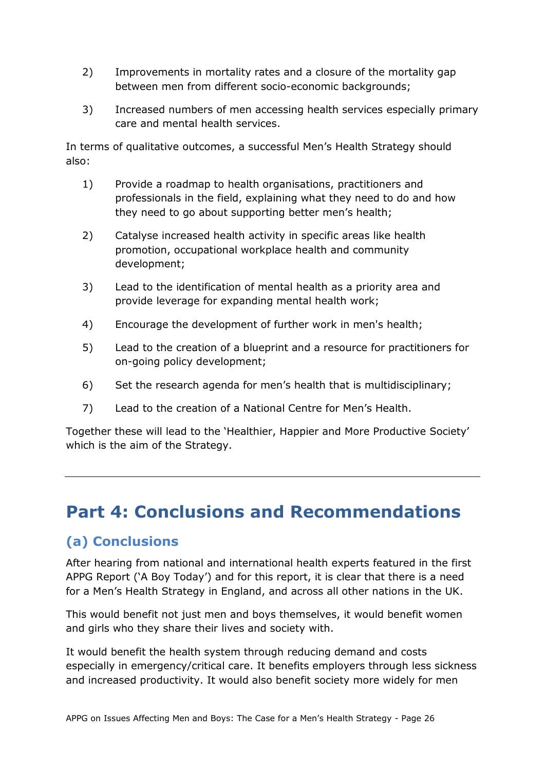2) Improvements in mortality rates and a closure of the mortality gap between men from different socio-economic backgrounds;

3) Increased numbers of men accessing health services especially primary care and mental health services.

In terms of qualitative outcomes, a successful Men's Health Strategy should also:

1) Provide a roadmap to health organisations, practitioners and professionals in the field, explaining what they need to do and how they need to go about supporting better men's health;

2) Catalyse increased health activity in specific areas like health promotion, occupational workplace health and community development;

3) Lead to the identification of mental health as a priority area and provide leverage for expanding mental health work;

4) Encourage the development of further work in men's health;

5) Lead to the creation of a blueprint and a resource for practitioners for on-going policy development;

6) Set the research agenda for men's health that is multidisciplinary;

7) Lead to the creation of a National Centre for Men's Health.

Together these will lead to the 'Healthier, Happier and More Productive Society' which is the aim of the Strategy.

---

# Part 4: Conclusions and Recommendations

## (a) Conclusions

After hearing from national and international health experts featured in the first APPG Report ('A Boy Today') and for this report, it is clear that there is a need for a Men's Health Strategy in England, and across all other nations in the UK.

This would benefit not just men and boys themselves, it would benefit women and girls who they share their lives and society with.

It would benefit the health system through reducing demand and costs especially in emergency/critical care. It benefits employers through less sickness and increased productivity. It would also benefit society more widely for men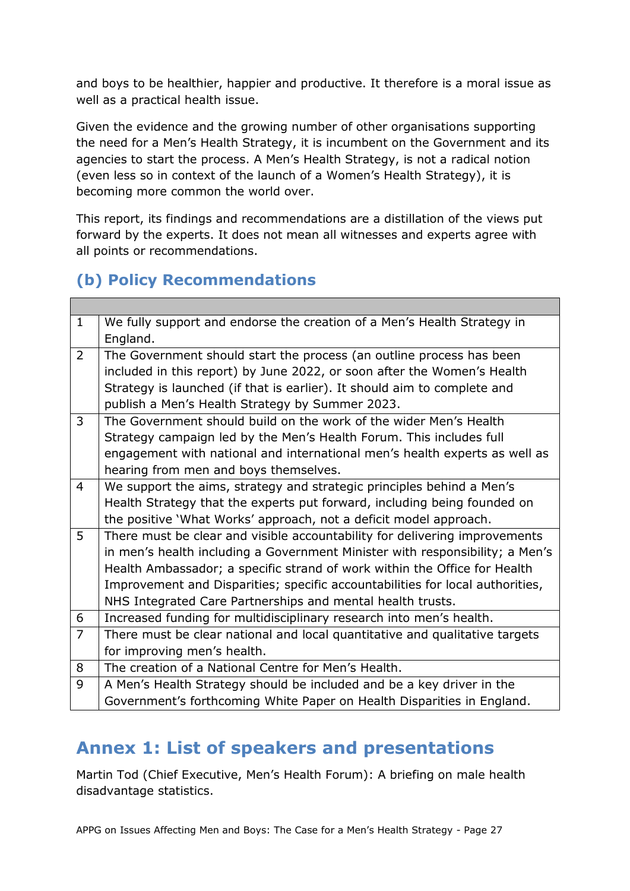and boys to be healthier, happier and productive. It therefore is a moral issue as well as a practical health issue.

Given the evidence and the growing number of other organisations supporting the need for a Men's Health Strategy, it is incumbent on the Government and its agencies to start the process. A Men's Health Strategy, is not a radical notion (even less so in context of the launch of a Women's Health Strategy), it is becoming more common the world over.

This report, its findings and recommendations are a distillation of the views put forward by the experts. It does not mean all witnesses and experts agree with all points or recommendations.

## (b) Policy Recommendations

| | |
|---|---|
| 1 | We fully support and endorse the creation of a Men's Health Strategy in England. |
| 2 | The Government should start the process (an outline process has been included in this report) by June 2022, or soon after the Women's Health Strategy is launched (if that is earlier). It should aim to complete and publish a Men's Health Strategy by Summer 2023. |
| 3 | The Government should build on the work of the wider Men's Health Strategy campaign led by the Men's Health Forum. This includes full engagement with national and international men's health experts as well as hearing from men and boys themselves. |
| 4 | We support the aims, strategy and strategic principles behind a Men's Health Strategy that the experts put forward, including being founded on the positive 'What Works' approach, not a deficit model approach. |
| 5 | There must be clear and visible accountability for delivering improvements in men's health including a Government Minister with responsibility; a Men's Health Ambassador; a specific strand of work within the Office for Health Improvement and Disparities; specific accountabilities for local authorities, NHS Integrated Care Partnerships and mental health trusts. |
| 6 | Increased funding for multidisciplinary research into men's health. |
| 7 | There must be clear national and local quantitative and qualitative targets for improving men's health. |
| 8 | The creation of a National Centre for Men's Health. |
| 9 | A Men's Health Strategy should be included and be a key driver in the Government's forthcoming White Paper on Health Disparities in England. |

# Annex 1: List of speakers and presentations

Martin Tod (Chief Executive, Men's Health Forum): A briefing on male health disadvantage statistics.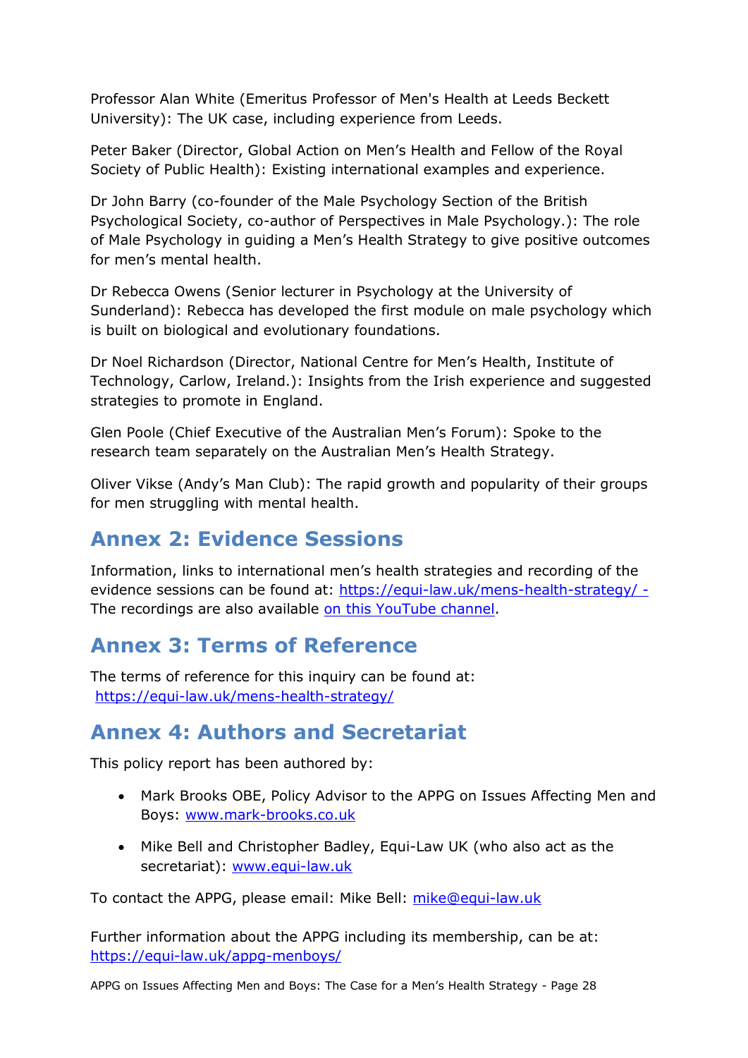Professor Alan White (Emeritus Professor of Men's Health at Leeds Beckett University): The UK case, including experience from Leeds.

Peter Baker (Director, Global Action on Men's Health and Fellow of the Royal Society of Public Health): Existing international examples and experience.

Dr John Barry (co-founder of the Male Psychology Section of the British Psychological Society, co-author of Perspectives in Male Psychology.): The role of Male Psychology in guiding a Men's Health Strategy to give positive outcomes for men's mental health.

Dr Rebecca Owens (Senior lecturer in Psychology at the University of Sunderland): Rebecca has developed the first module on male psychology which is built on biological and evolutionary foundations.

Dr Noel Richardson (Director, National Centre for Men's Health, Institute of Technology, Carlow, Ireland.): Insights from the Irish experience and suggested strategies to promote in England.

Glen Poole (Chief Executive of the Australian Men's Forum): Spoke to the research team separately on the Australian Men's Health Strategy.

Oliver Vikse (Andy's Man Club): The rapid growth and popularity of their groups for men struggling with mental health.

## Annex 2: Evidence Sessions

Information, links to international men's health strategies and recording of the evidence sessions can be found at: https://equi-law.uk/mens-health-strategy/ - The recordings are also available on this YouTube channel.

## Annex 3: Terms of Reference

The terms of reference for this inquiry can be found at: https://equi-law.uk/mens-health-strategy/

## Annex 4: Authors and Secretariat

This policy report has been authored by:

- Mark Brooks OBE, Policy Advisor to the APPG on Issues Affecting Men and Boys: www.mark-brooks.co.uk
- Mike Bell and Christopher Badley, Equi-Law UK (who also act as the secretariat): www.equi-law.uk

To contact the APPG, please email: Mike Bell: mike@equi-law.uk

Further information about the APPG including its membership, can be at: https://equi-law.uk/appg-menboys/